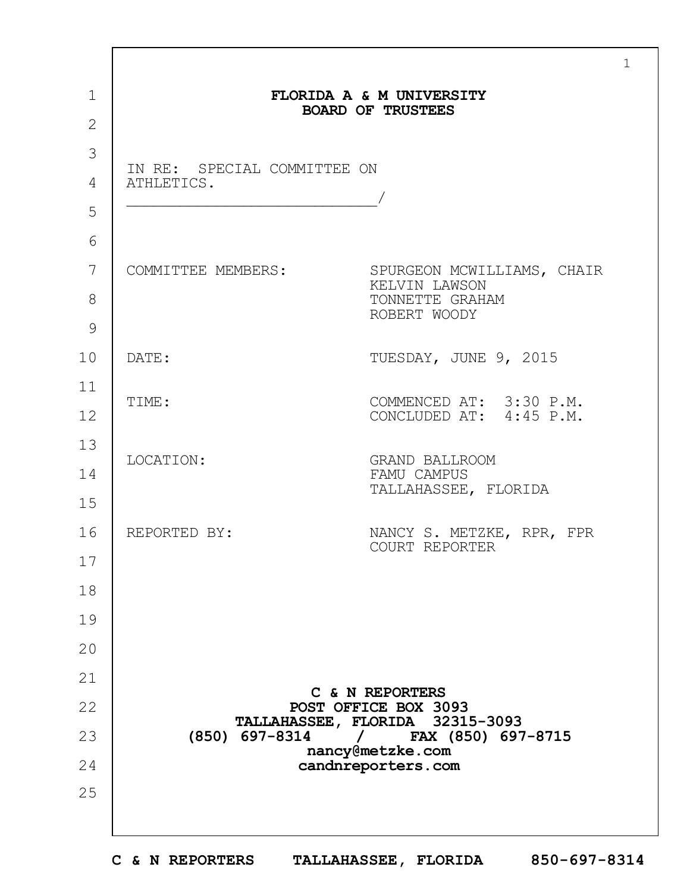# FLORIDA A & M UNIVERSITY
## BOARD OF TRUSTEES

IN RE: SPECIAL COMMITTEE ON ATHLETICS.
______________________________/

| | |
|---|---|
| COMMITTEE MEMBERS: | SPURGEON MCWILLIAMS, CHAIR<br>KELVIN LAWSON<br>TONNETTE GRAHAM<br>ROBERT WOODY |
| DATE: | TUESDAY, JUNE 9, 2015 |
| TIME: | COMMENCED AT: 3:30 P.M.<br>CONCLUDED AT: 4:45 P.M. |
| LOCATION: | GRAND BALLROOM<br>FAMU CAMPUS<br>TALLAHASSEE, FLORIDA |
| REPORTED BY: | NANCY S. METZKE, RPR, FPR<br>COURT REPORTER |

**C & N REPORTERS**
**POST OFFICE BOX 3093**
**TALLAHASSEE, FLORIDA 32315-3093**
**(850) 697-8314 / FAX (850) 697-8715**
**nancy@metzke.com**
**candnreporters.com**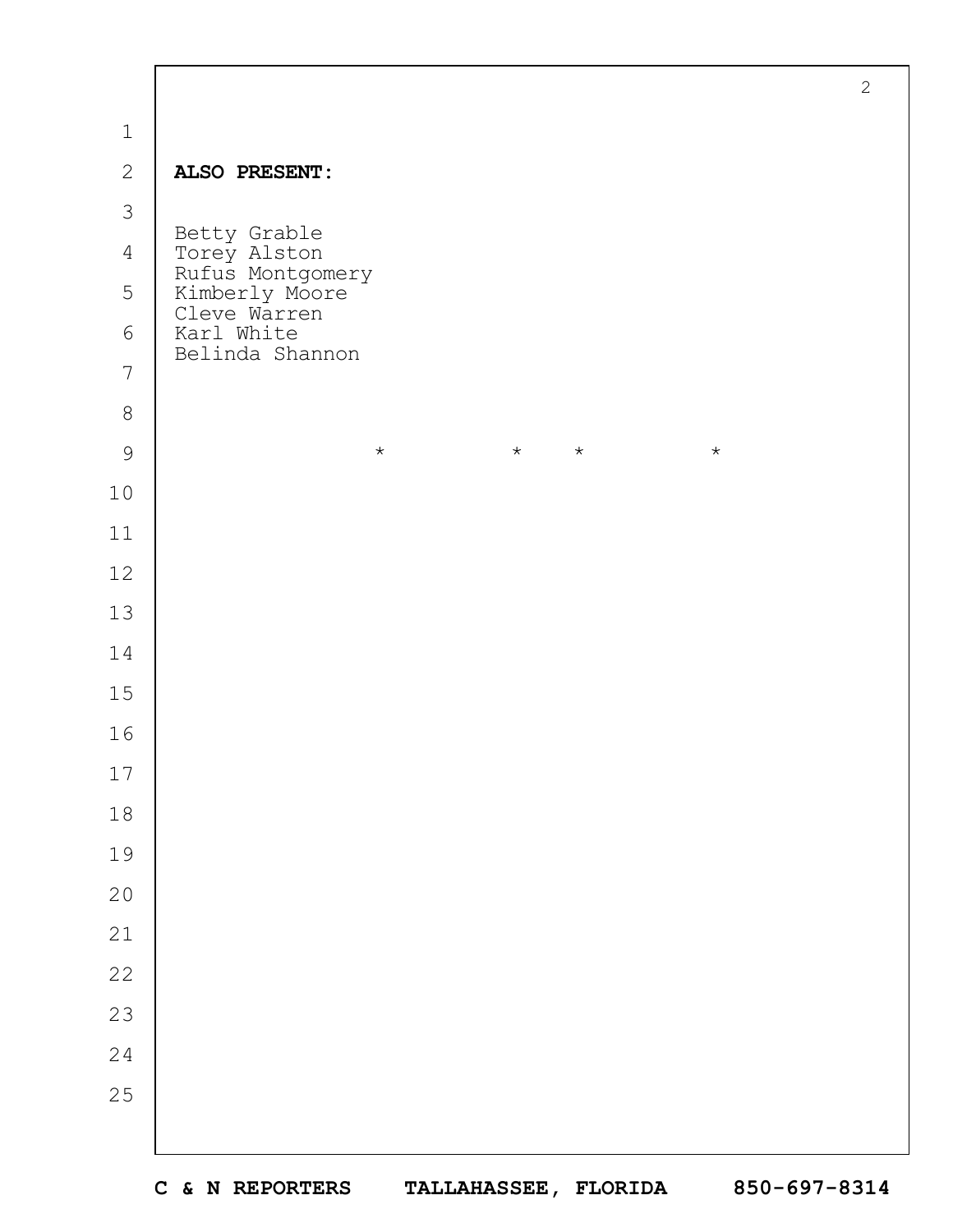**ALSO PRESENT:**

Betty Grable
Torey Alston
Rufus Montgomery
Kimberly Moore
Cleve Warren
Karl White
Belinda Shannon

\* \* \* \*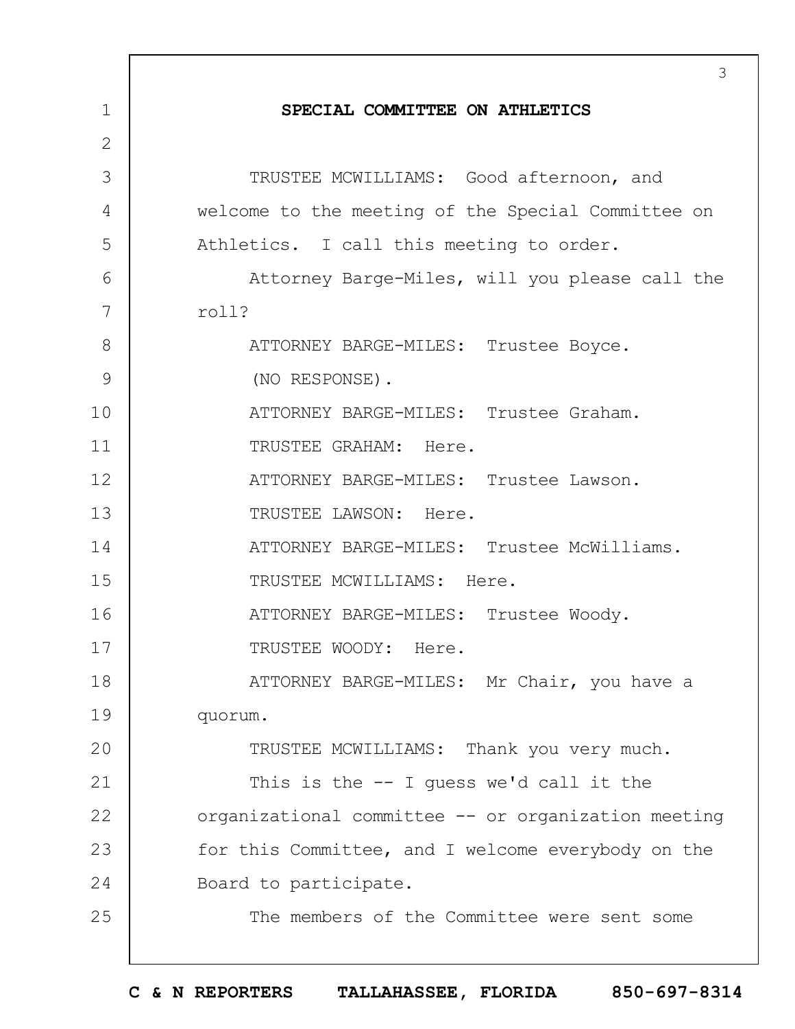## SPECIAL COMMITTEE ON ATHLETICS

TRUSTEE MCWILLIAMS: Good afternoon, and welcome to the meeting of the Special Committee on Athletics. I call this meeting to order.

Attorney Barge-Miles, will you please call the roll?

ATTORNEY BARGE-MILES: Trustee Boyce.

(NO RESPONSE).

ATTORNEY BARGE-MILES: Trustee Graham.

TRUSTEE GRAHAM: Here.

ATTORNEY BARGE-MILES: Trustee Lawson.

TRUSTEE LAWSON: Here.

ATTORNEY BARGE-MILES: Trustee McWilliams.

TRUSTEE MCWILLIAMS: Here.

ATTORNEY BARGE-MILES: Trustee Woody.

TRUSTEE WOODY: Here.

ATTORNEY BARGE-MILES: Mr Chair, you have a quorum.

TRUSTEE MCWILLIAMS: Thank you very much.

This is the -- I guess we'd call it the organizational committee -- or organization meeting for this Committee, and I welcome everybody on the Board to participate.

The members of the Committee were sent some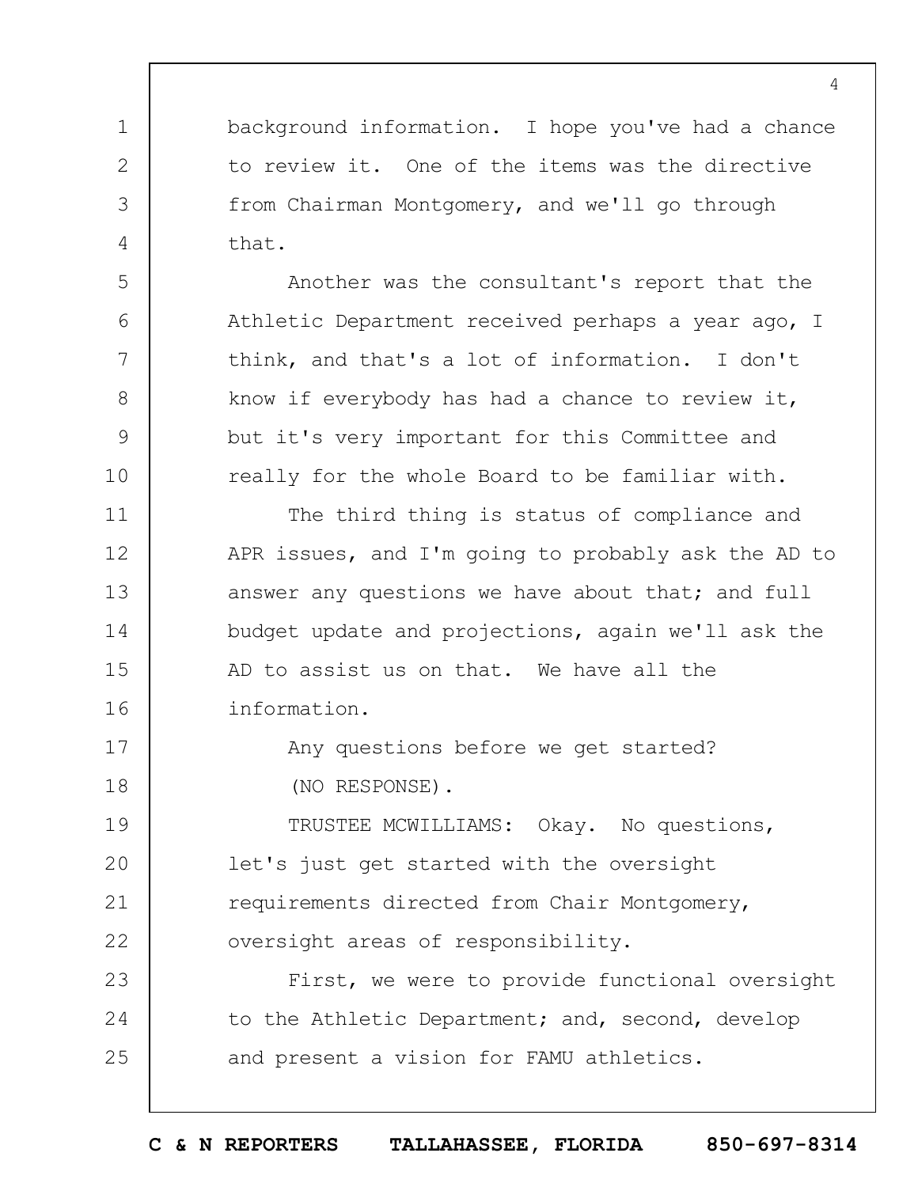background information. I hope you've had a chance to review it. One of the items was the directive from Chairman Montgomery, and we'll go through that.

Another was the consultant's report that the Athletic Department received perhaps a year ago, I think, and that's a lot of information. I don't know if everybody has had a chance to review it, but it's very important for this Committee and really for the whole Board to be familiar with.

The third thing is status of compliance and APR issues, and I'm going to probably ask the AD to answer any questions we have about that; and full budget update and projections, again we'll ask the AD to assist us on that. We have all the information.

Any questions before we get started?

(NO RESPONSE).

TRUSTEE MCWILLIAMS: Okay. No questions, let's just get started with the oversight requirements directed from Chair Montgomery, oversight areas of responsibility.

First, we were to provide functional oversight to the Athletic Department; and, second, develop and present a vision for FAMU athletics.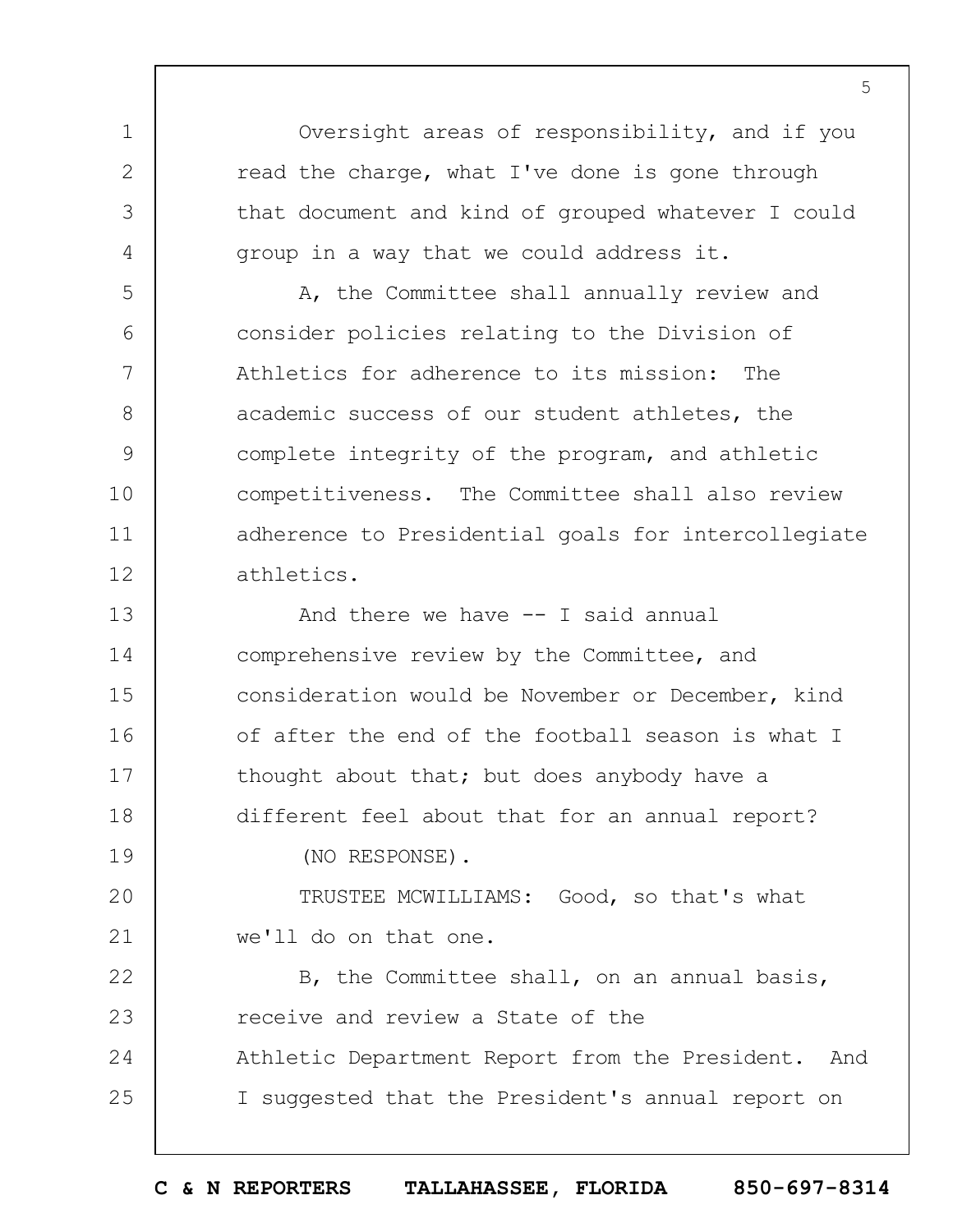Oversight areas of responsibility, and if you read the charge, what I've done is gone through that document and kind of grouped whatever I could group in a way that we could address it.

A, the Committee shall annually review and consider policies relating to the Division of Athletics for adherence to its mission: The academic success of our student athletes, the complete integrity of the program, and athletic competitiveness. The Committee shall also review adherence to Presidential goals for intercollegiate athletics.

And there we have -- I said annual comprehensive review by the Committee, and consideration would be November or December, kind of after the end of the football season is what I thought about that; but does anybody have a different feel about that for an annual report?

(NO RESPONSE).

TRUSTEE MCWILLIAMS: Good, so that's what we'll do on that one.

B, the Committee shall, on an annual basis, receive and review a State of the Athletic Department Report from the President. And I suggested that the President's annual report on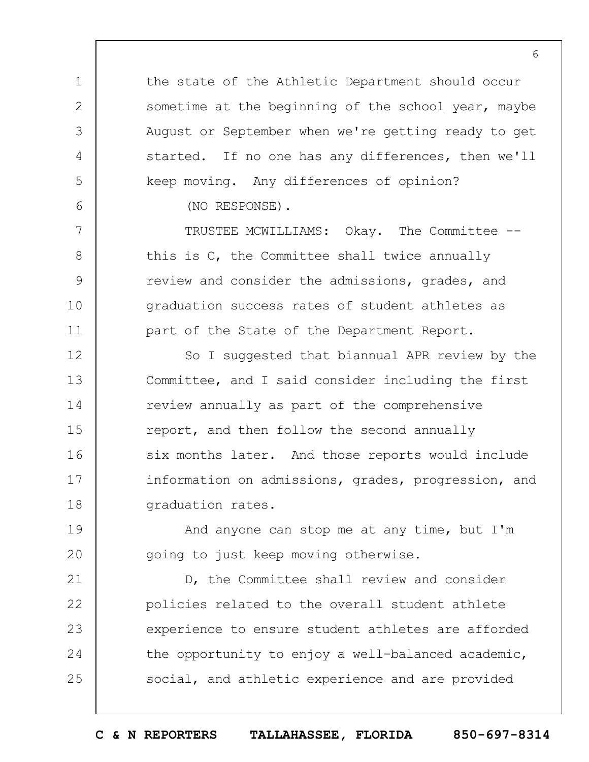the state of the Athletic Department should occur sometime at the beginning of the school year, maybe August or September when we're getting ready to get started. If no one has any differences, then we'll keep moving. Any differences of opinion?

(NO RESPONSE).

TRUSTEE MCWILLIAMS: Okay. The Committee -- this is C, the Committee shall twice annually review and consider the admissions, grades, and graduation success rates of student athletes as part of the State of the Department Report.

So I suggested that biannual APR review by the Committee, and I said consider including the first review annually as part of the comprehensive report, and then follow the second annually six months later. And those reports would include information on admissions, grades, progression, and graduation rates.

And anyone can stop me at any time, but I'm going to just keep moving otherwise.

D, the Committee shall review and consider policies related to the overall student athlete experience to ensure student athletes are afforded the opportunity to enjoy a well-balanced academic, social, and athletic experience and are provided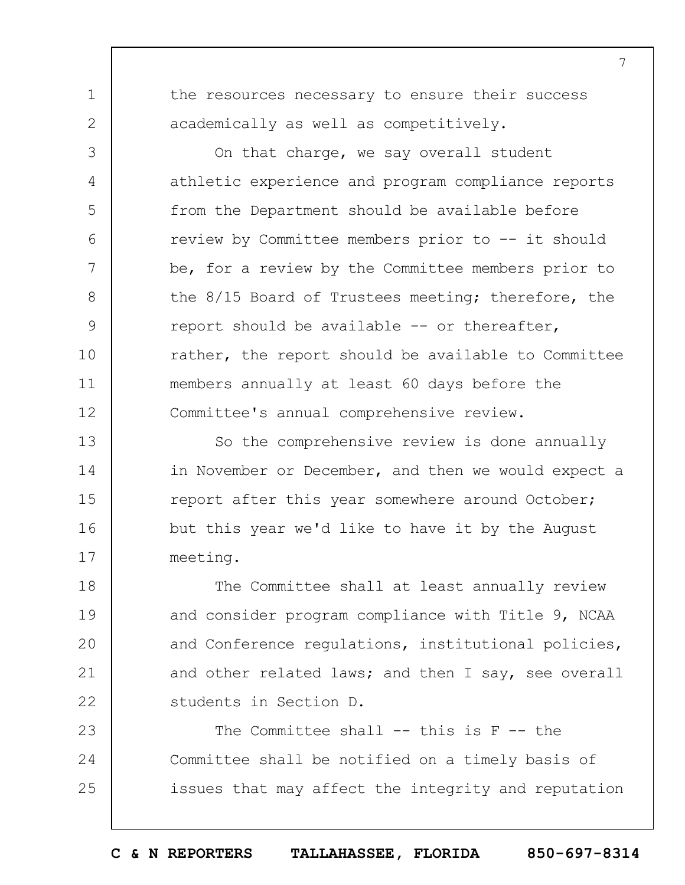the resources necessary to ensure their success academically as well as competitively.

On that charge, we say overall student athletic experience and program compliance reports from the Department should be available before review by Committee members prior to -- it should be, for a review by the Committee members prior to the 8/15 Board of Trustees meeting; therefore, the report should be available -- or thereafter, rather, the report should be available to Committee members annually at least 60 days before the Committee's annual comprehensive review.

So the comprehensive review is done annually in November or December, and then we would expect a report after this year somewhere around October; but this year we'd like to have it by the August meeting.

The Committee shall at least annually review and consider program compliance with Title 9, NCAA and Conference regulations, institutional policies, and other related laws; and then I say, see overall students in Section D.

The Committee shall -- this is F -- the Committee shall be notified on a timely basis of issues that may affect the integrity and reputation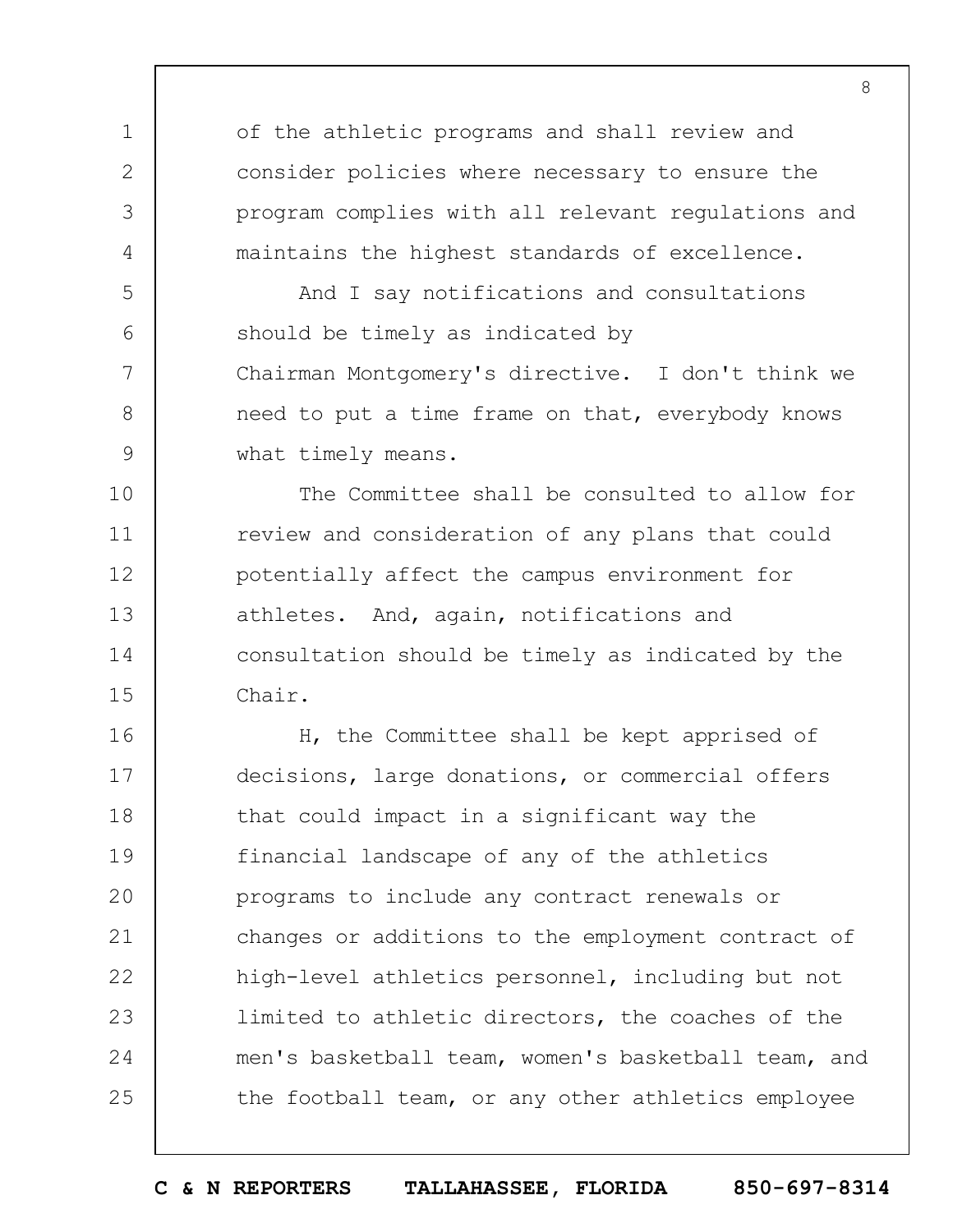of the athletic programs and shall review and consider policies where necessary to ensure the program complies with all relevant regulations and maintains the highest standards of excellence.

And I say notifications and consultations should be timely as indicated by Chairman Montgomery's directive. I don't think we need to put a time frame on that, everybody knows what timely means.

The Committee shall be consulted to allow for review and consideration of any plans that could potentially affect the campus environment for athletes. And, again, notifications and consultation should be timely as indicated by the Chair.

H, the Committee shall be kept apprised of decisions, large donations, or commercial offers that could impact in a significant way the financial landscape of any of the athletics programs to include any contract renewals or changes or additions to the employment contract of high-level athletics personnel, including but not limited to athletic directors, the coaches of the men's basketball team, women's basketball team, and the football team, or any other athletics employee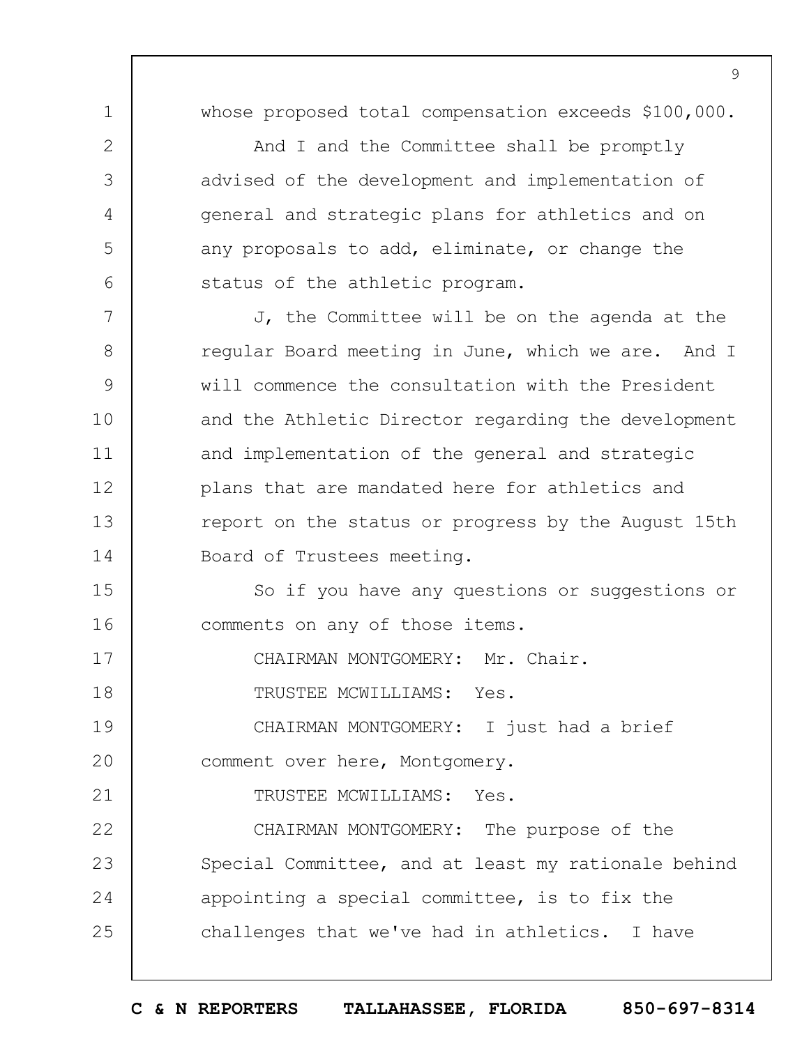whose proposed total compensation exceeds $100,000.

And I and the Committee shall be promptly advised of the development and implementation of general and strategic plans for athletics and on any proposals to add, eliminate, or change the status of the athletic program.

J, the Committee will be on the agenda at the regular Board meeting in June, which we are. And I will commence the consultation with the President and the Athletic Director regarding the development and implementation of the general and strategic plans that are mandated here for athletics and report on the status or progress by the August 15th Board of Trustees meeting.

So if you have any questions or suggestions or comments on any of those items.

CHAIRMAN MONTGOMERY: Mr. Chair.

TRUSTEE MCWILLIAMS: Yes.

CHAIRMAN MONTGOMERY: I just had a brief comment over here, Montgomery.

TRUSTEE MCWILLIAMS: Yes.

CHAIRMAN MONTGOMERY: The purpose of the Special Committee, and at least my rationale behind appointing a special committee, is to fix the challenges that we've had in athletics. I have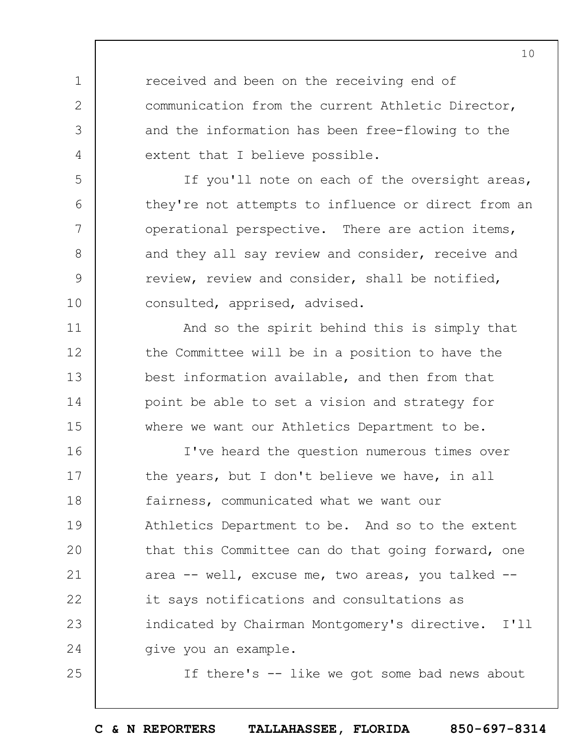received and been on the receiving end of communication from the current Athletic Director, and the information has been free-flowing to the extent that I believe possible.

If you'll note on each of the oversight areas, they're not attempts to influence or direct from an operational perspective. There are action items, and they all say review and consider, receive and review, review and consider, shall be notified, consulted, apprised, advised.

And so the spirit behind this is simply that the Committee will be in a position to have the best information available, and then from that point be able to set a vision and strategy for where we want our Athletics Department to be.

I've heard the question numerous times over the years, but I don't believe we have, in all fairness, communicated what we want our Athletics Department to be. And so to the extent that this Committee can do that going forward, one area -- well, excuse me, two areas, you talked -- it says notifications and consultations as indicated by Chairman Montgomery's directive. I'll give you an example.

If there's -- like we got some bad news about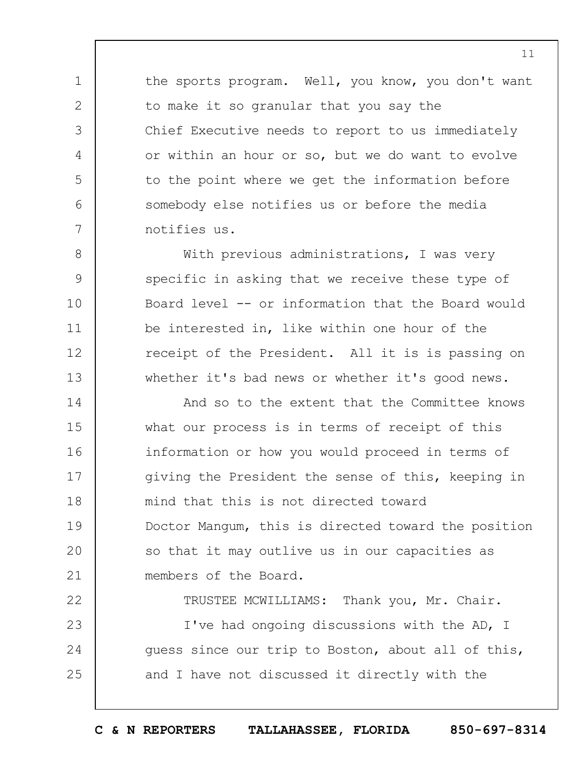the sports program. Well, you know, you don't want to make it so granular that you say the Chief Executive needs to report to us immediately or within an hour or so, but we do want to evolve to the point where we get the information before somebody else notifies us or before the media notifies us.

With previous administrations, I was very specific in asking that we receive these type of Board level -- or information that the Board would be interested in, like within one hour of the receipt of the President. All it is is passing on whether it's bad news or whether it's good news.

And so to the extent that the Committee knows what our process is in terms of receipt of this information or how you would proceed in terms of giving the President the sense of this, keeping in mind that this is not directed toward Doctor Mangum, this is directed toward the position so that it may outlive us in our capacities as members of the Board.

TRUSTEE MCWILLIAMS: Thank you, Mr. Chair.

I've had ongoing discussions with the AD, I guess since our trip to Boston, about all of this, and I have not discussed it directly with the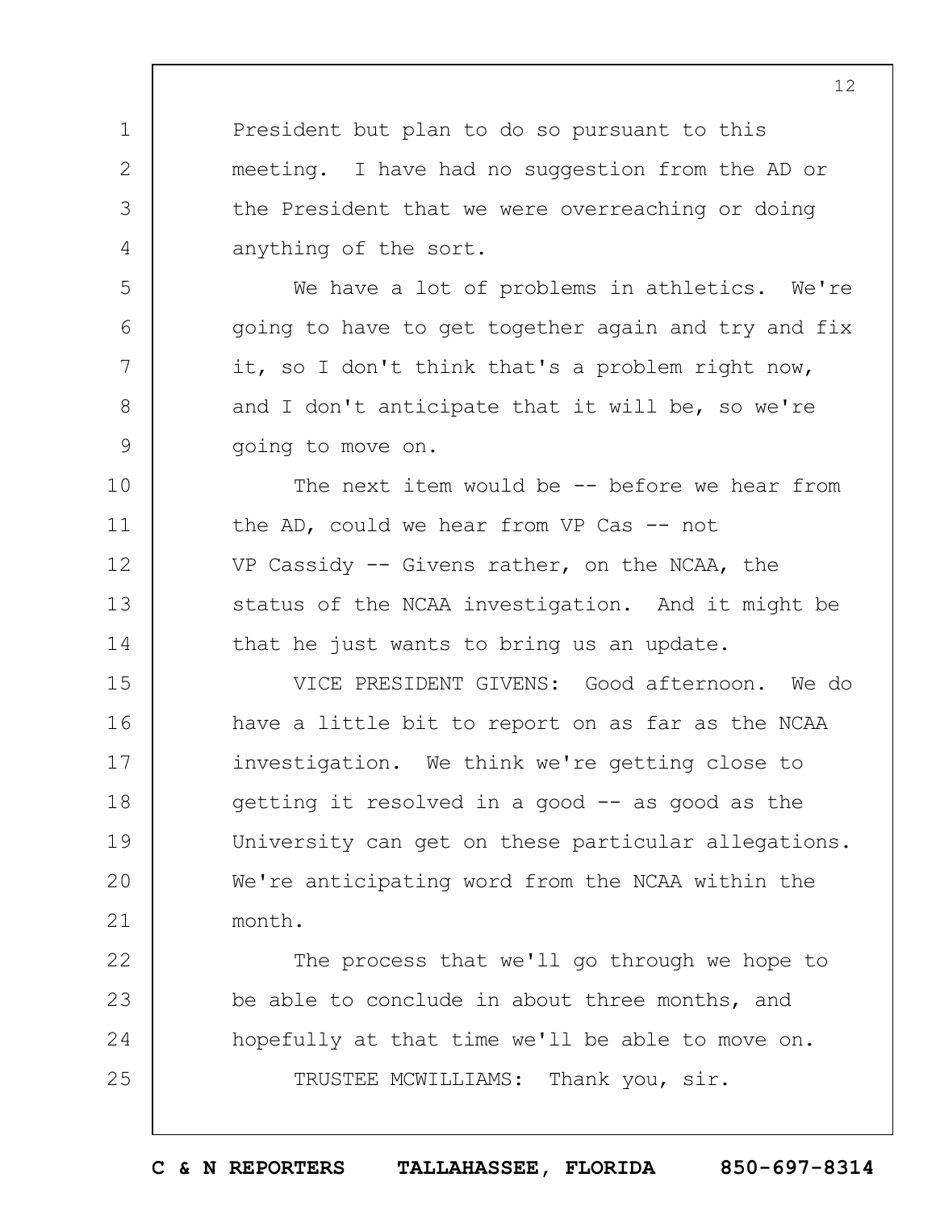President but plan to do so pursuant to this meeting. I have had no suggestion from the AD or the President that we were overreaching or doing anything of the sort.

We have a lot of problems in athletics. We're going to have to get together again and try and fix it, so I don't think that's a problem right now, and I don't anticipate that it will be, so we're going to move on.

The next item would be -- before we hear from the AD, could we hear from VP Cas -- not VP Cassidy -- Givens rather, on the NCAA, the status of the NCAA investigation. And it might be that he just wants to bring us an update.

VICE PRESIDENT GIVENS: Good afternoon. We do have a little bit to report on as far as the NCAA investigation. We think we're getting close to getting it resolved in a good -- as good as the University can get on these particular allegations. We're anticipating word from the NCAA within the month.

The process that we'll go through we hope to be able to conclude in about three months, and hopefully at that time we'll be able to move on.

TRUSTEE MCWILLIAMS: Thank you, sir.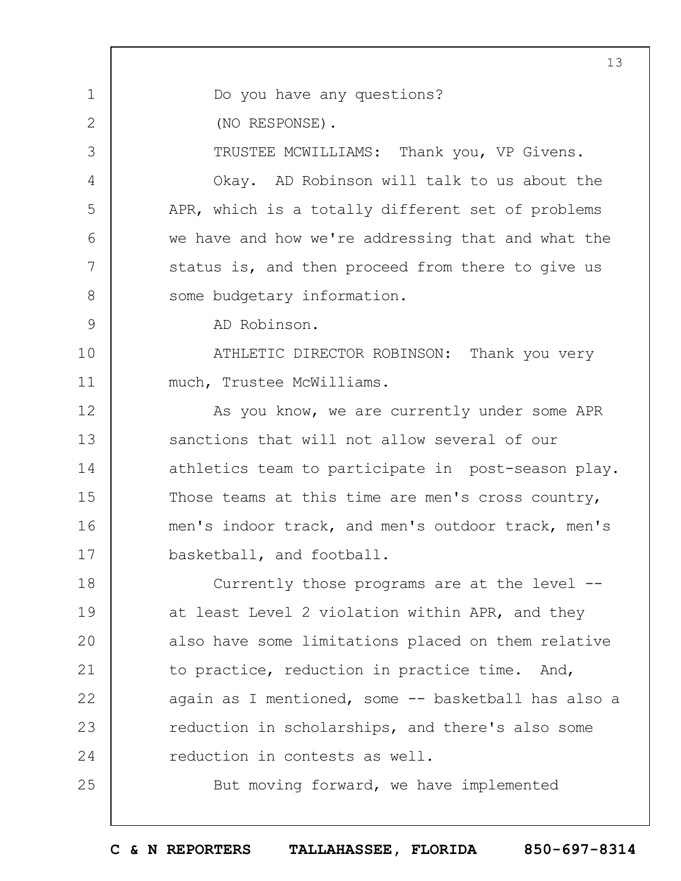Do you have any questions?

(NO RESPONSE).

TRUSTEE MCWILLIAMS: Thank you, VP Givens.

Okay. AD Robinson will talk to us about the APR, which is a totally different set of problems we have and how we're addressing that and what the status is, and then proceed from there to give us some budgetary information.

AD Robinson.

ATHLETIC DIRECTOR ROBINSON: Thank you very much, Trustee McWilliams.

As you know, we are currently under some APR sanctions that will not allow several of our athletics team to participate in post-season play. Those teams at this time are men's cross country, men's indoor track, and men's outdoor track, men's basketball, and football.

Currently those programs are at the level -- at least Level 2 violation within APR, and they also have some limitations placed on them relative to practice, reduction in practice time. And, again as I mentioned, some -- basketball has also a reduction in scholarships, and there's also some reduction in contests as well.

But moving forward, we have implemented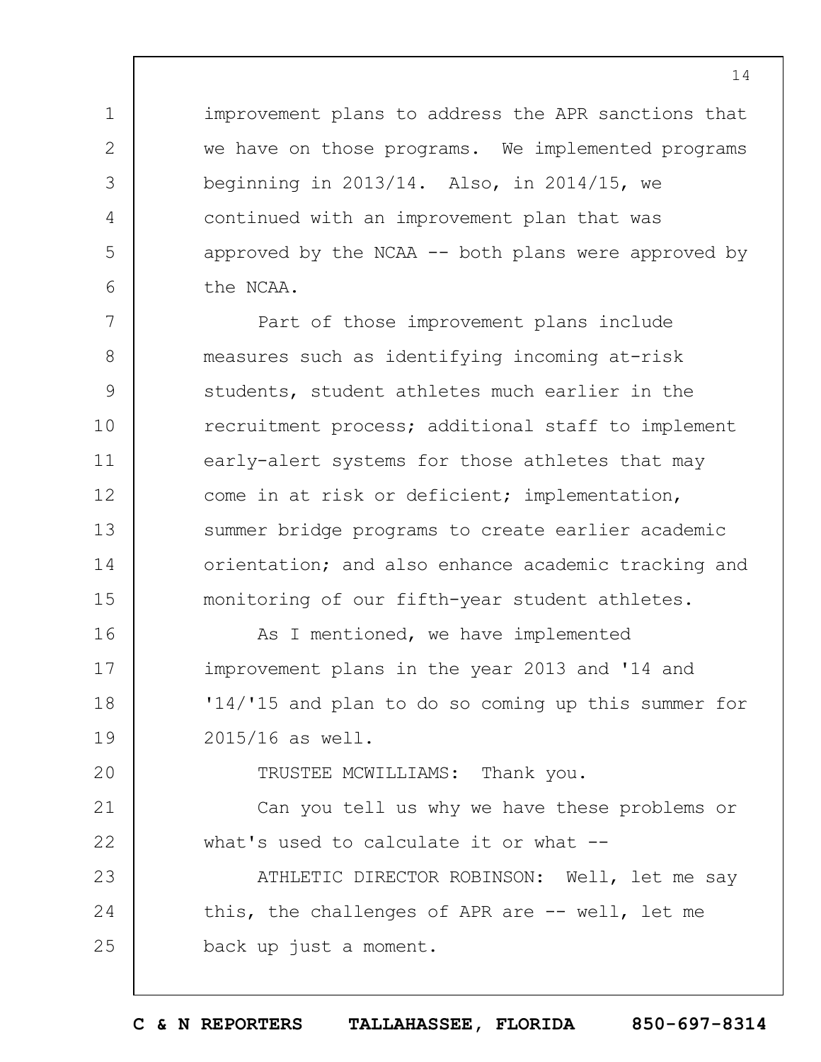improvement plans to address the APR sanctions that we have on those programs. We implemented programs beginning in 2013/14. Also, in 2014/15, we continued with an improvement plan that was approved by the NCAA -- both plans were approved by the NCAA.

Part of those improvement plans include measures such as identifying incoming at-risk students, student athletes much earlier in the recruitment process; additional staff to implement early-alert systems for those athletes that may come in at risk or deficient; implementation, summer bridge programs to create earlier academic orientation; and also enhance academic tracking and monitoring of our fifth-year student athletes.

As I mentioned, we have implemented improvement plans in the year 2013 and '14 and '14/'15 and plan to do so coming up this summer for 2015/16 as well.

TRUSTEE MCWILLIAMS: Thank you.

Can you tell us why we have these problems or what's used to calculate it or what --

ATHLETIC DIRECTOR ROBINSON: Well, let me say this, the challenges of APR are -- well, let me back up just a moment.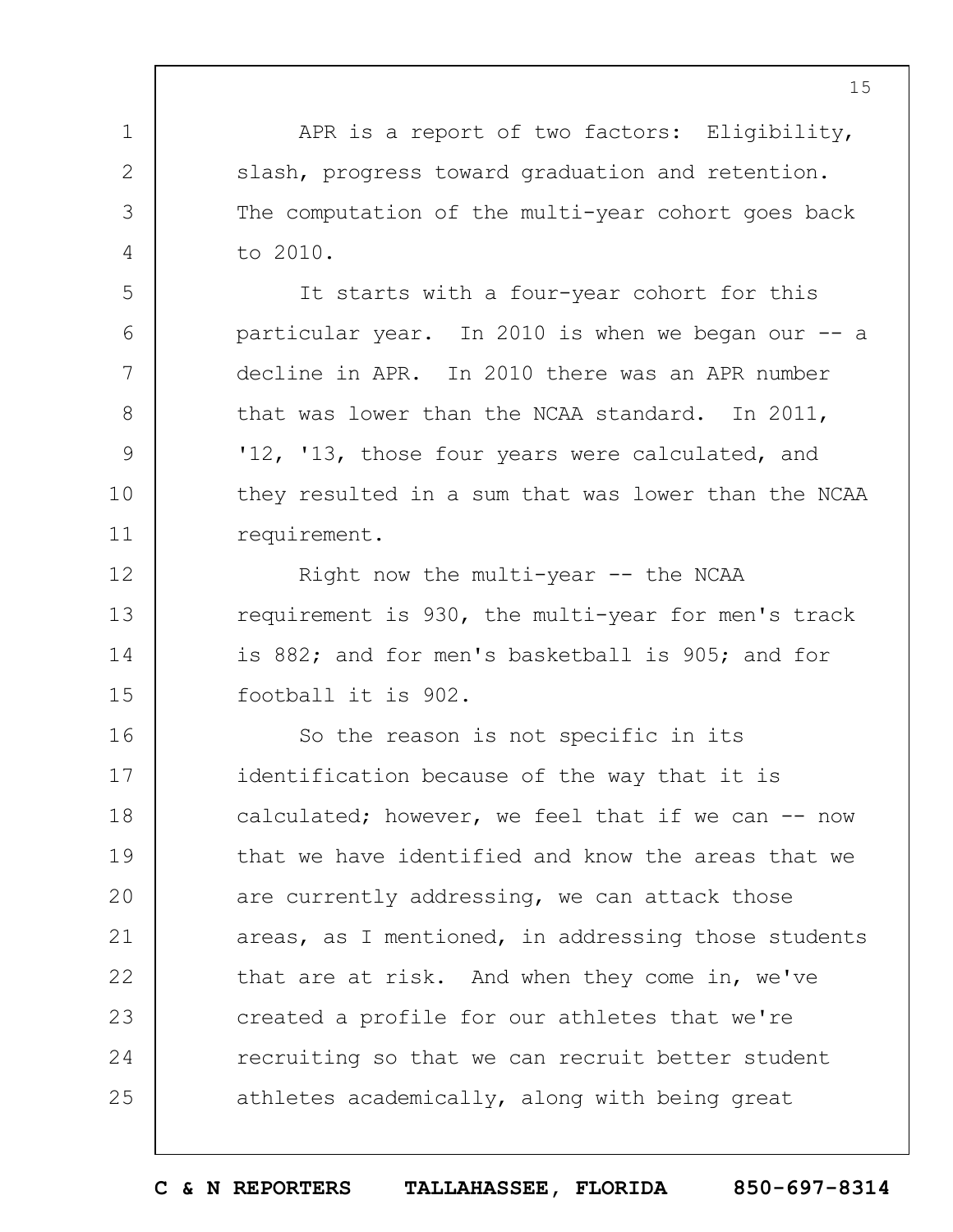APR is a report of two factors: Eligibility, slash, progress toward graduation and retention. The computation of the multi-year cohort goes back to 2010.

It starts with a four-year cohort for this particular year. In 2010 is when we began our -- a decline in APR. In 2010 there was an APR number that was lower than the NCAA standard. In 2011, '12, '13, those four years were calculated, and they resulted in a sum that was lower than the NCAA requirement.

Right now the multi-year -- the NCAA requirement is 930, the multi-year for men's track is 882; and for men's basketball is 905; and for football it is 902.

So the reason is not specific in its identification because of the way that it is calculated; however, we feel that if we can -- now that we have identified and know the areas that we are currently addressing, we can attack those areas, as I mentioned, in addressing those students that are at risk. And when they come in, we've created a profile for our athletes that we're recruiting so that we can recruit better student athletes academically, along with being great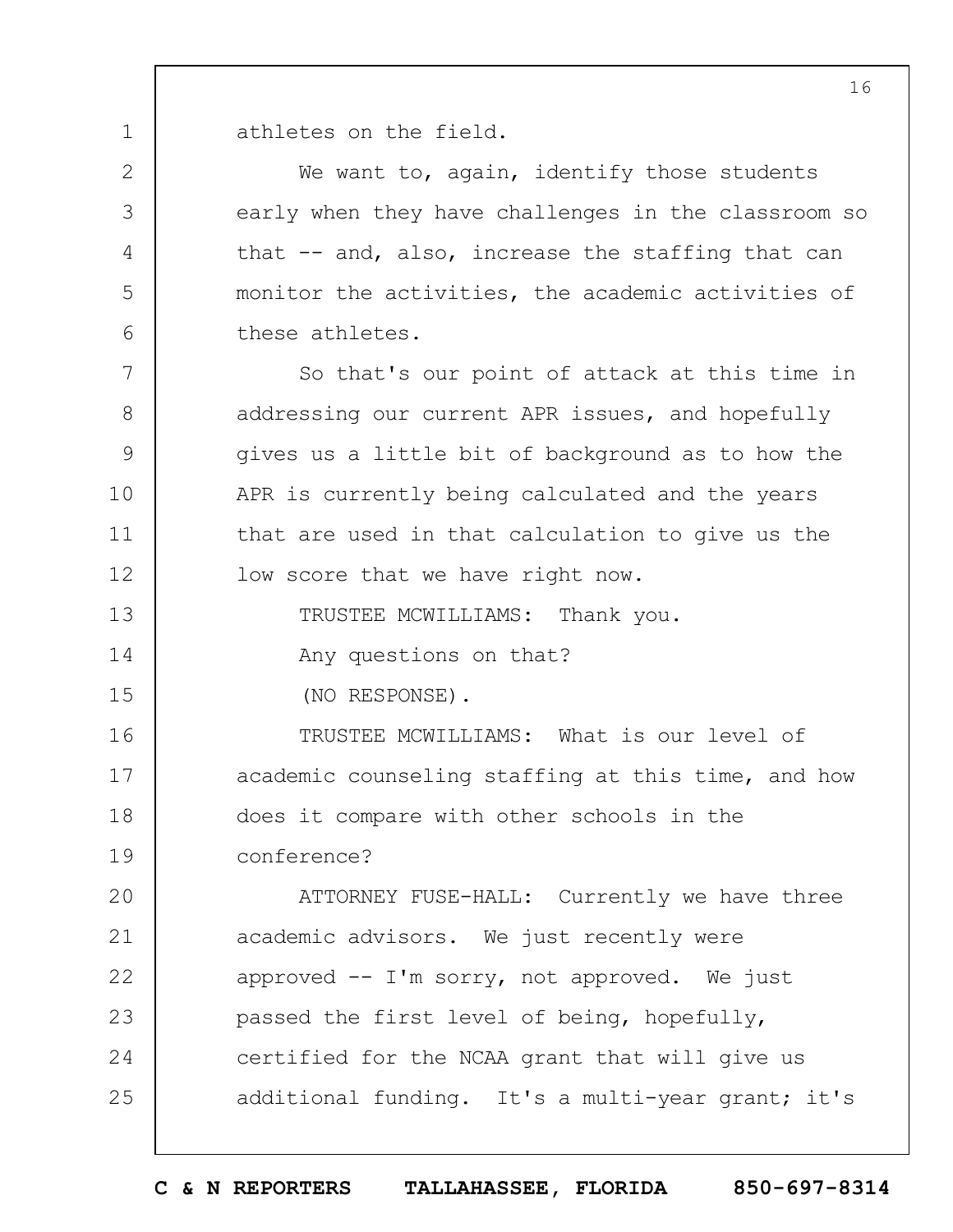athletes on the field.

We want to, again, identify those students early when they have challenges in the classroom so that -- and, also, increase the staffing that can monitor the activities, the academic activities of these athletes.

So that's our point of attack at this time in addressing our current APR issues, and hopefully gives us a little bit of background as to how the APR is currently being calculated and the years that are used in that calculation to give us the low score that we have right now.

TRUSTEE MCWILLIAMS: Thank you.

Any questions on that?

(NO RESPONSE).

TRUSTEE MCWILLIAMS: What is our level of academic counseling staffing at this time, and how does it compare with other schools in the conference?

ATTORNEY FUSE-HALL: Currently we have three academic advisors. We just recently were approved -- I'm sorry, not approved. We just passed the first level of being, hopefully, certified for the NCAA grant that will give us additional funding. It's a multi-year grant; it's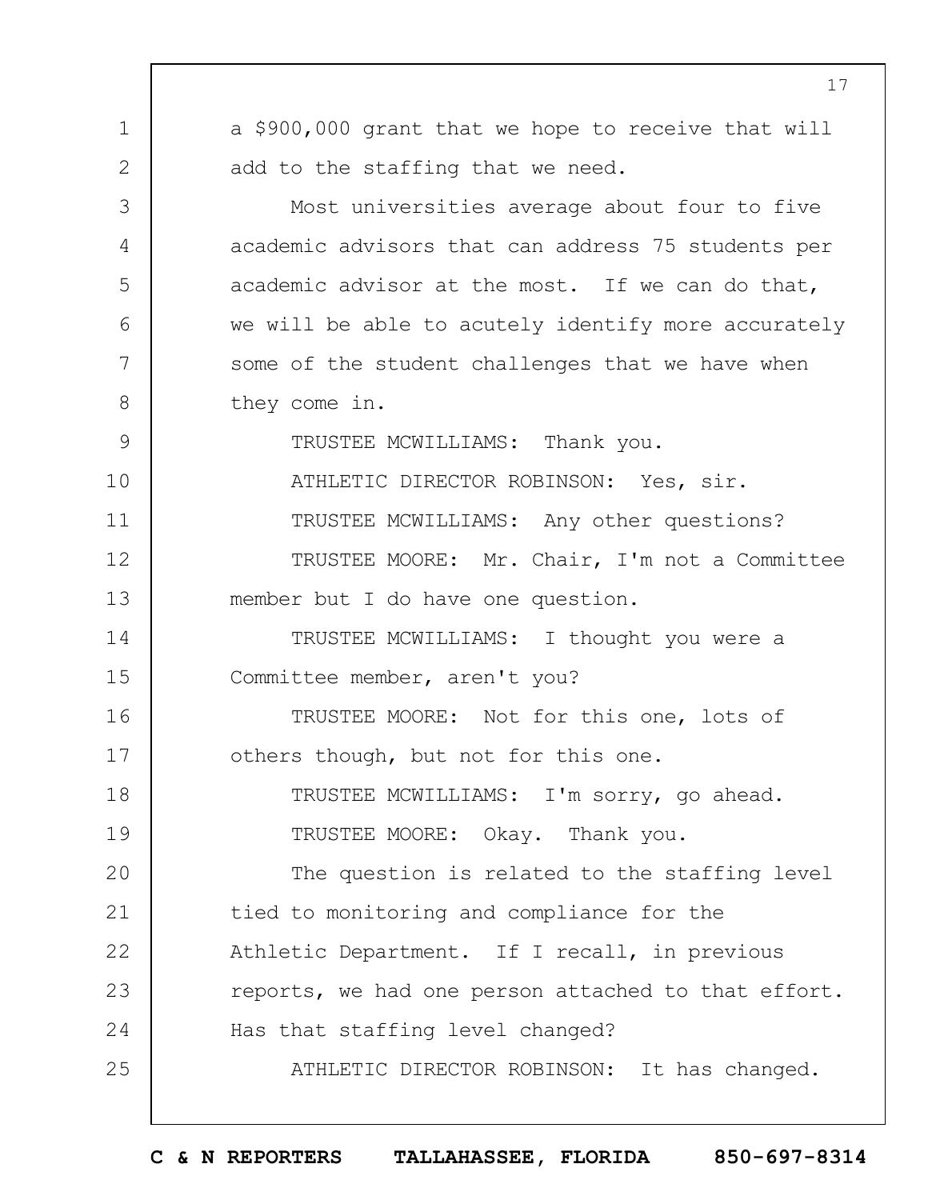a $900,000 grant that we hope to receive that will add to the staffing that we need.

Most universities average about four to five academic advisors that can address 75 students per academic advisor at the most. If we can do that, we will be able to acutely identify more accurately some of the student challenges that we have when they come in.

TRUSTEE MCWILLIAMS: Thank you.

ATHLETIC DIRECTOR ROBINSON: Yes, sir.

TRUSTEE MCWILLIAMS: Any other questions?

TRUSTEE MOORE: Mr. Chair, I'm not a Committee member but I do have one question.

TRUSTEE MCWILLIAMS: I thought you were a Committee member, aren't you?

TRUSTEE MOORE: Not for this one, lots of others though, but not for this one.

TRUSTEE MCWILLIAMS: I'm sorry, go ahead.

TRUSTEE MOORE: Okay. Thank you.

The question is related to the staffing level tied to monitoring and compliance for the Athletic Department. If I recall, in previous reports, we had one person attached to that effort. Has that staffing level changed?

ATHLETIC DIRECTOR ROBINSON: It has changed.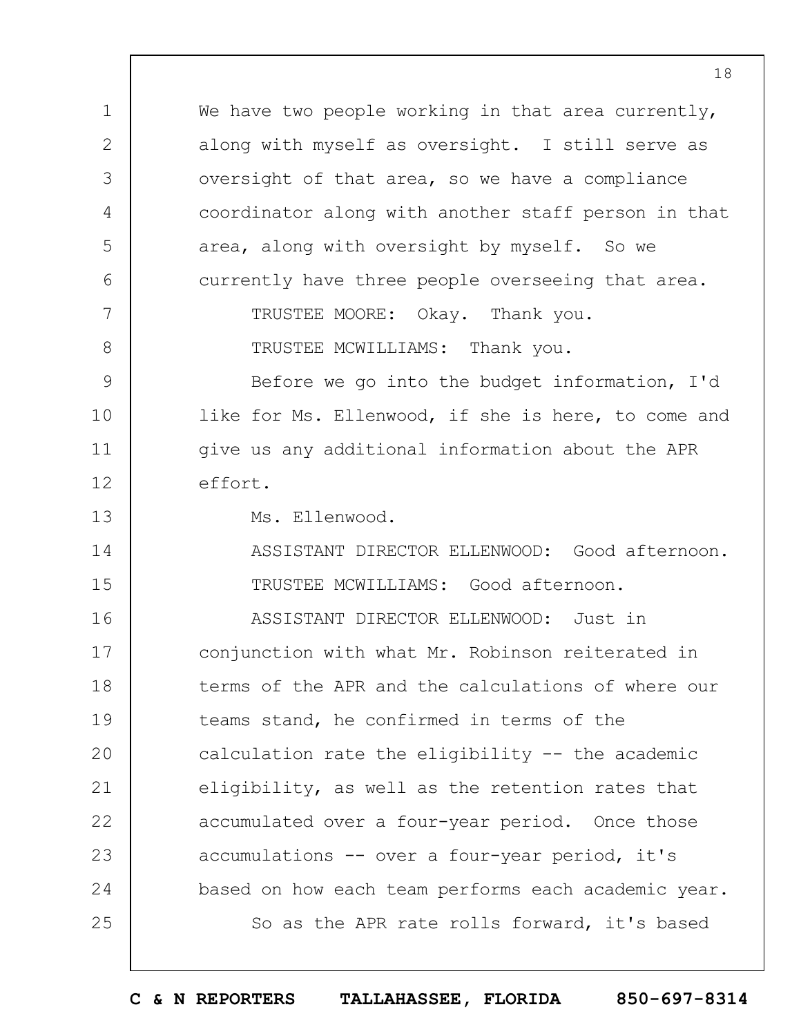We have two people working in that area currently, along with myself as oversight. I still serve as oversight of that area, so we have a compliance coordinator along with another staff person in that area, along with oversight by myself. So we currently have three people overseeing that area.

TRUSTEE MOORE: Okay. Thank you.

TRUSTEE MCWILLIAMS: Thank you.

Before we go into the budget information, I'd like for Ms. Ellenwood, if she is here, to come and give us any additional information about the APR effort.

Ms. Ellenwood.

ASSISTANT DIRECTOR ELLENWOOD: Good afternoon.

TRUSTEE MCWILLIAMS: Good afternoon.

ASSISTANT DIRECTOR ELLENWOOD: Just in conjunction with what Mr. Robinson reiterated in terms of the APR and the calculations of where our teams stand, he confirmed in terms of the calculation rate the eligibility -- the academic eligibility, as well as the retention rates that accumulated over a four-year period. Once those accumulations -- over a four-year period, it's based on how each team performs each academic year.

So as the APR rate rolls forward, it's based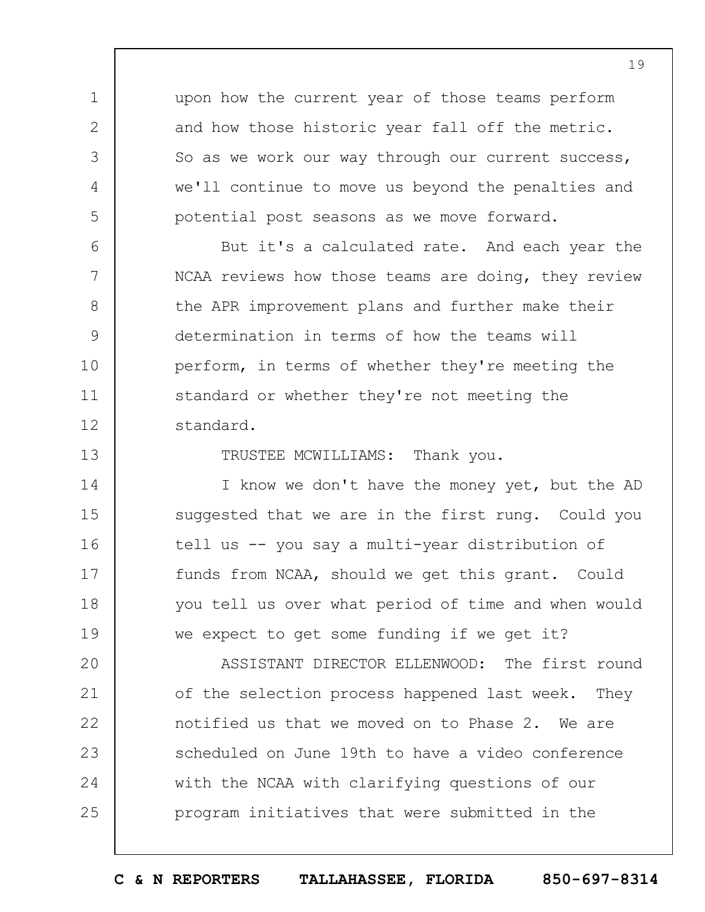upon how the current year of those teams perform and how those historic year fall off the metric. So as we work our way through our current success, we'll continue to move us beyond the penalties and potential post seasons as we move forward.

But it's a calculated rate. And each year the NCAA reviews how those teams are doing, they review the APR improvement plans and further make their determination in terms of how the teams will perform, in terms of whether they're meeting the standard or whether they're not meeting the standard.

TRUSTEE MCWILLIAMS: Thank you.

I know we don't have the money yet, but the AD suggested that we are in the first rung. Could you tell us -- you say a multi-year distribution of funds from NCAA, should we get this grant. Could you tell us over what period of time and when would we expect to get some funding if we get it?

ASSISTANT DIRECTOR ELLENWOOD: The first round of the selection process happened last week. They notified us that we moved on to Phase 2. We are scheduled on June 19th to have a video conference with the NCAA with clarifying questions of our program initiatives that were submitted in the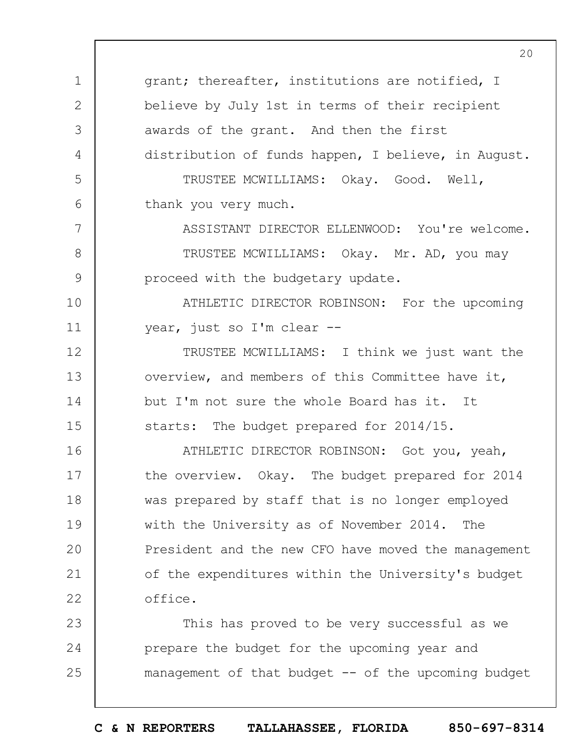grant; thereafter, institutions are notified, I believe by July 1st in terms of their recipient awards of the grant. And then the first distribution of funds happen, I believe, in August.

TRUSTEE MCWILLIAMS: Okay. Good. Well, thank you very much.

ASSISTANT DIRECTOR ELLENWOOD: You're welcome.

TRUSTEE MCWILLIAMS: Okay. Mr. AD, you may proceed with the budgetary update.

ATHLETIC DIRECTOR ROBINSON: For the upcoming year, just so I'm clear --

TRUSTEE MCWILLIAMS: I think we just want the overview, and members of this Committee have it, but I'm not sure the whole Board has it. It starts: The budget prepared for 2014/15.

ATHLETIC DIRECTOR ROBINSON: Got you, yeah, the overview. Okay. The budget prepared for 2014 was prepared by staff that is no longer employed with the University as of November 2014. The President and the new CFO have moved the management of the expenditures within the University's budget office.

This has proved to be very successful as we prepare the budget for the upcoming year and management of that budget -- of the upcoming budget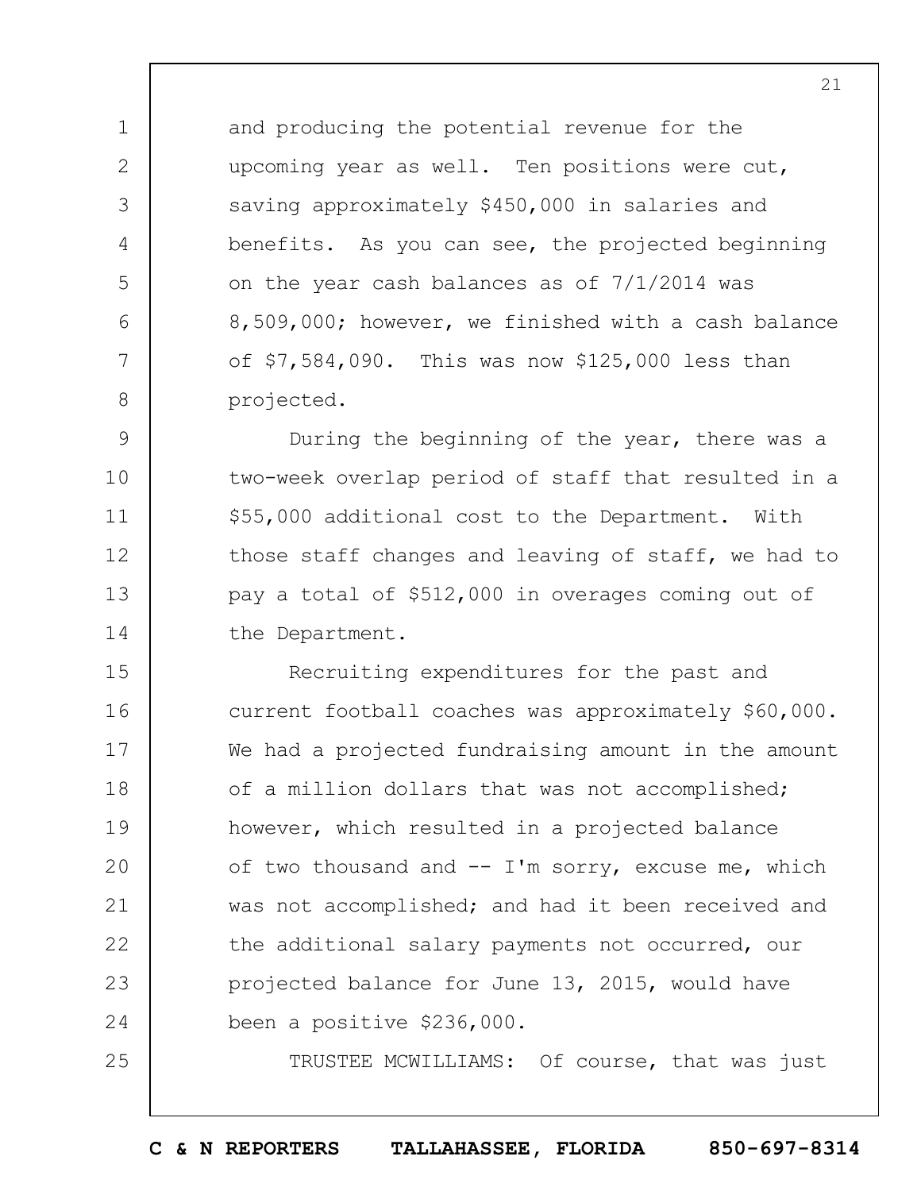and producing the potential revenue for the upcoming year as well. Ten positions were cut, saving approximately $450,000 in salaries and benefits. As you can see, the projected beginning on the year cash balances as of 7/1/2014 was 8,509,000; however, we finished with a cash balance of $7,584,090. This was now $125,000 less than projected.

During the beginning of the year, there was a two-week overlap period of staff that resulted in a $55,000 additional cost to the Department. With those staff changes and leaving of staff, we had to pay a total of $512,000 in overages coming out of the Department.

Recruiting expenditures for the past and current football coaches was approximately $60,000. We had a projected fundraising amount in the amount of a million dollars that was not accomplished; however, which resulted in a projected balance of two thousand and -- I'm sorry, excuse me, which was not accomplished; and had it been received and the additional salary payments not occurred, our projected balance for June 13, 2015, would have been a positive $236,000.

TRUSTEE MCWILLIAMS: Of course, that was just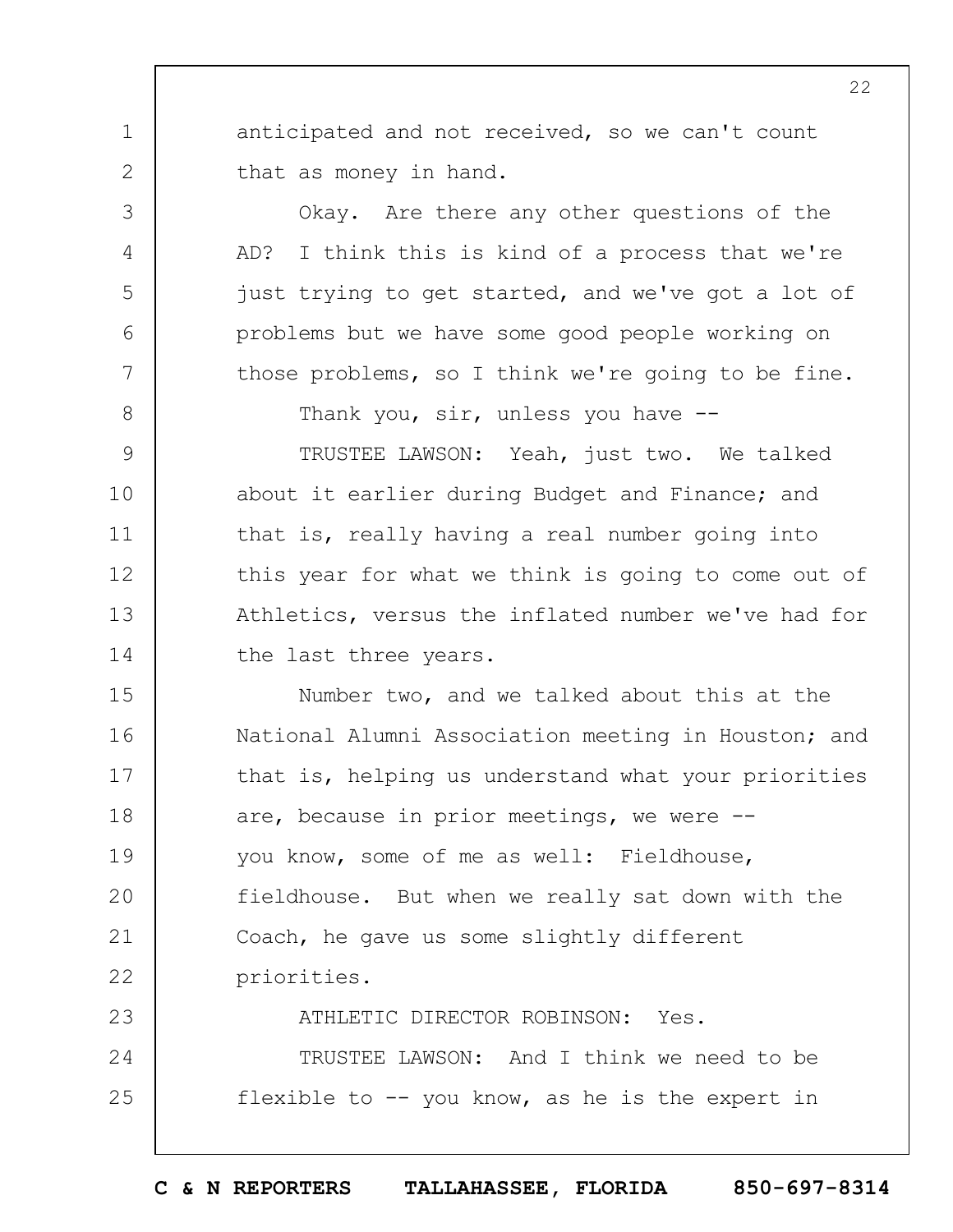anticipated and not received, so we can't count that as money in hand.

Okay. Are there any other questions of the AD? I think this is kind of a process that we're just trying to get started, and we've got a lot of problems but we have some good people working on those problems, so I think we're going to be fine.

Thank you, sir, unless you have --

TRUSTEE LAWSON: Yeah, just two. We talked about it earlier during Budget and Finance; and that is, really having a real number going into this year for what we think is going to come out of Athletics, versus the inflated number we've had for the last three years.

Number two, and we talked about this at the National Alumni Association meeting in Houston; and that is, helping us understand what your priorities are, because in prior meetings, we were -- you know, some of me as well: Fieldhouse, fieldhouse. But when we really sat down with the Coach, he gave us some slightly different priorities.

ATHLETIC DIRECTOR ROBINSON: Yes.

TRUSTEE LAWSON: And I think we need to be flexible to -- you know, as he is the expert in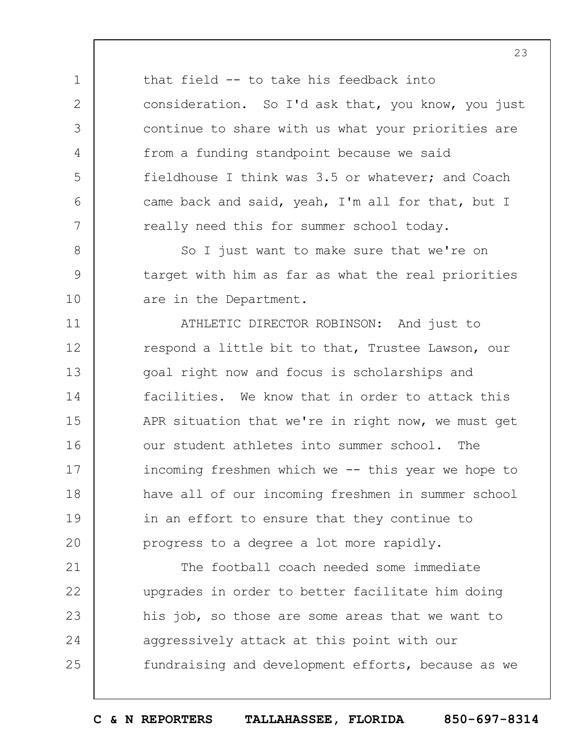that field -- to take his feedback into consideration. So I'd ask that, you know, you just continue to share with us what your priorities are from a funding standpoint because we said fieldhouse I think was 3.5 or whatever; and Coach came back and said, yeah, I'm all for that, but I really need this for summer school today.

So I just want to make sure that we're on target with him as far as what the real priorities are in the Department.

ATHLETIC DIRECTOR ROBINSON: And just to respond a little bit to that, Trustee Lawson, our goal right now and focus is scholarships and facilities. We know that in order to attack this APR situation that we're in right now, we must get our student athletes into summer school. The incoming freshmen which we -- this year we hope to have all of our incoming freshmen in summer school in an effort to ensure that they continue to progress to a degree a lot more rapidly.

The football coach needed some immediate upgrades in order to better facilitate him doing his job, so those are some areas that we want to aggressively attack at this point with our fundraising and development efforts, because as we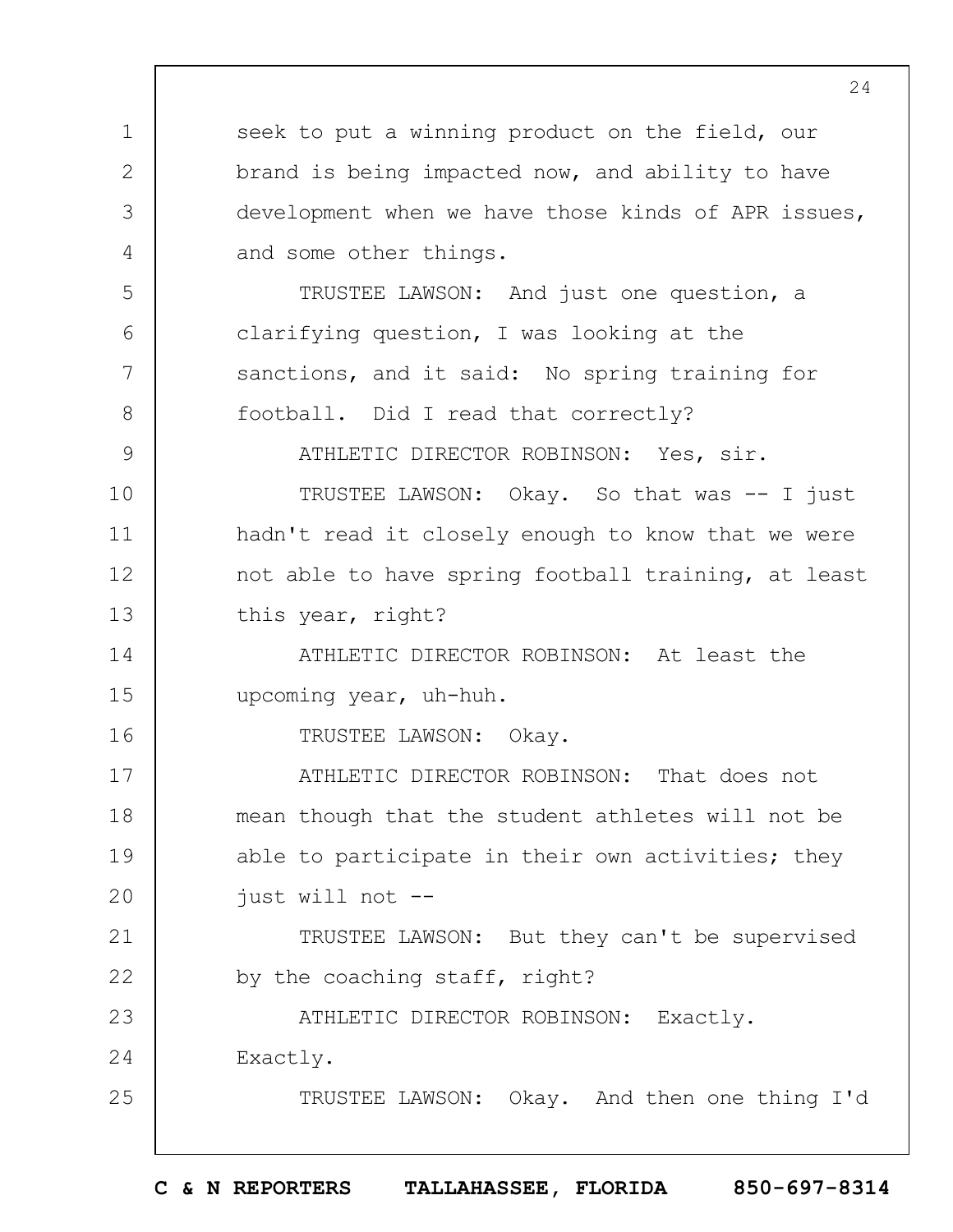seek to put a winning product on the field, our brand is being impacted now, and ability to have development when we have those kinds of APR issues, and some other things.

TRUSTEE LAWSON: And just one question, a clarifying question, I was looking at the sanctions, and it said: No spring training for football. Did I read that correctly?

ATHLETIC DIRECTOR ROBINSON: Yes, sir.

TRUSTEE LAWSON: Okay. So that was -- I just hadn't read it closely enough to know that we were not able to have spring football training, at least this year, right?

ATHLETIC DIRECTOR ROBINSON: At least the upcoming year, uh-huh.

TRUSTEE LAWSON: Okay.

ATHLETIC DIRECTOR ROBINSON: That does not mean though that the student athletes will not be able to participate in their own activities; they just will not --

TRUSTEE LAWSON: But they can't be supervised by the coaching staff, right?

ATHLETIC DIRECTOR ROBINSON: Exactly. Exactly.

TRUSTEE LAWSON: Okay. And then one thing I'd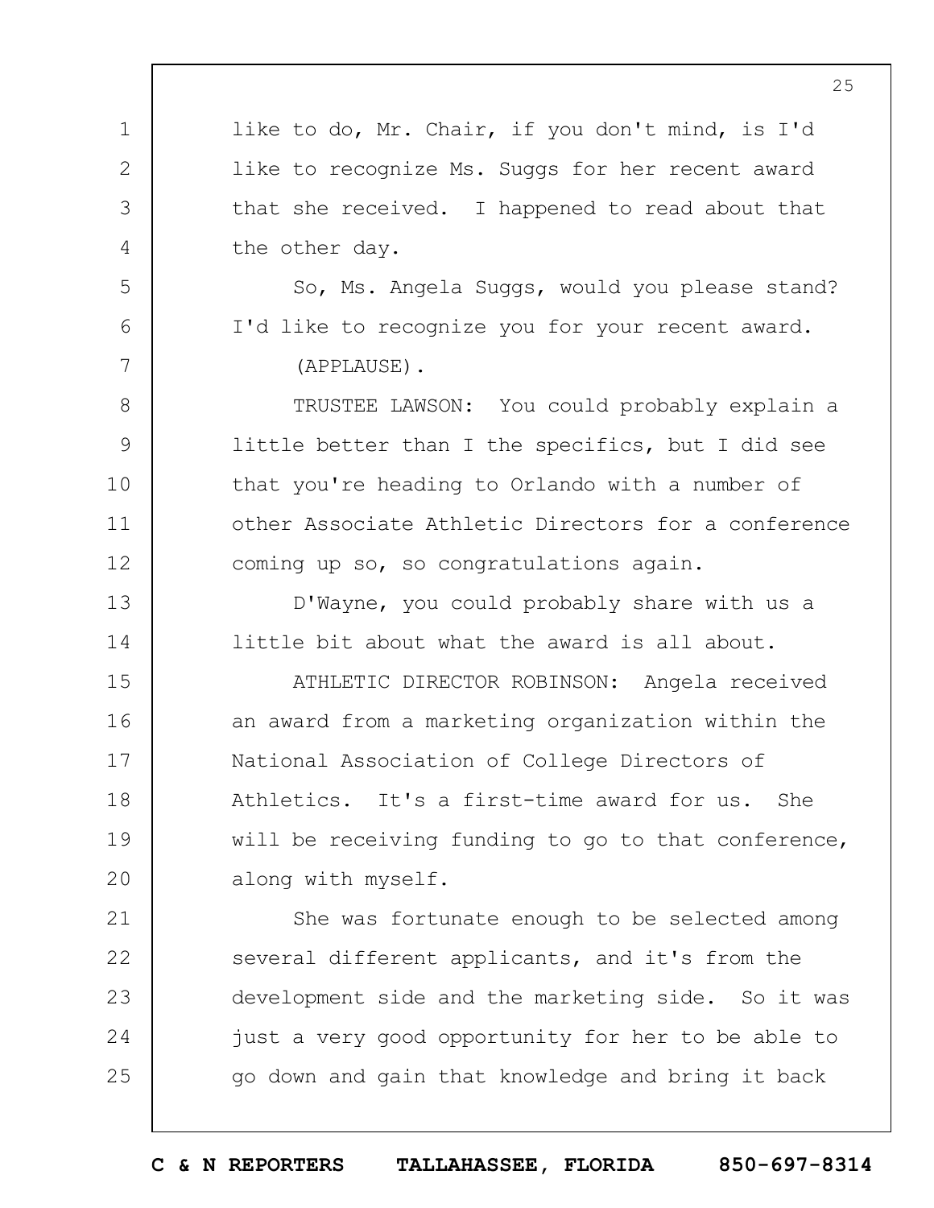like to do, Mr. Chair, if you don't mind, is I'd like to recognize Ms. Suggs for her recent award that she received. I happened to read about that the other day.

So, Ms. Angela Suggs, would you please stand? I'd like to recognize you for your recent award.

(APPLAUSE).

TRUSTEE LAWSON: You could probably explain a little better than I the specifics, but I did see that you're heading to Orlando with a number of other Associate Athletic Directors for a conference coming up so, so congratulations again.

D'Wayne, you could probably share with us a little bit about what the award is all about.

ATHLETIC DIRECTOR ROBINSON: Angela received an award from a marketing organization within the National Association of College Directors of Athletics. It's a first-time award for us. She will be receiving funding to go to that conference, along with myself.

She was fortunate enough to be selected among several different applicants, and it's from the development side and the marketing side. So it was just a very good opportunity for her to be able to go down and gain that knowledge and bring it back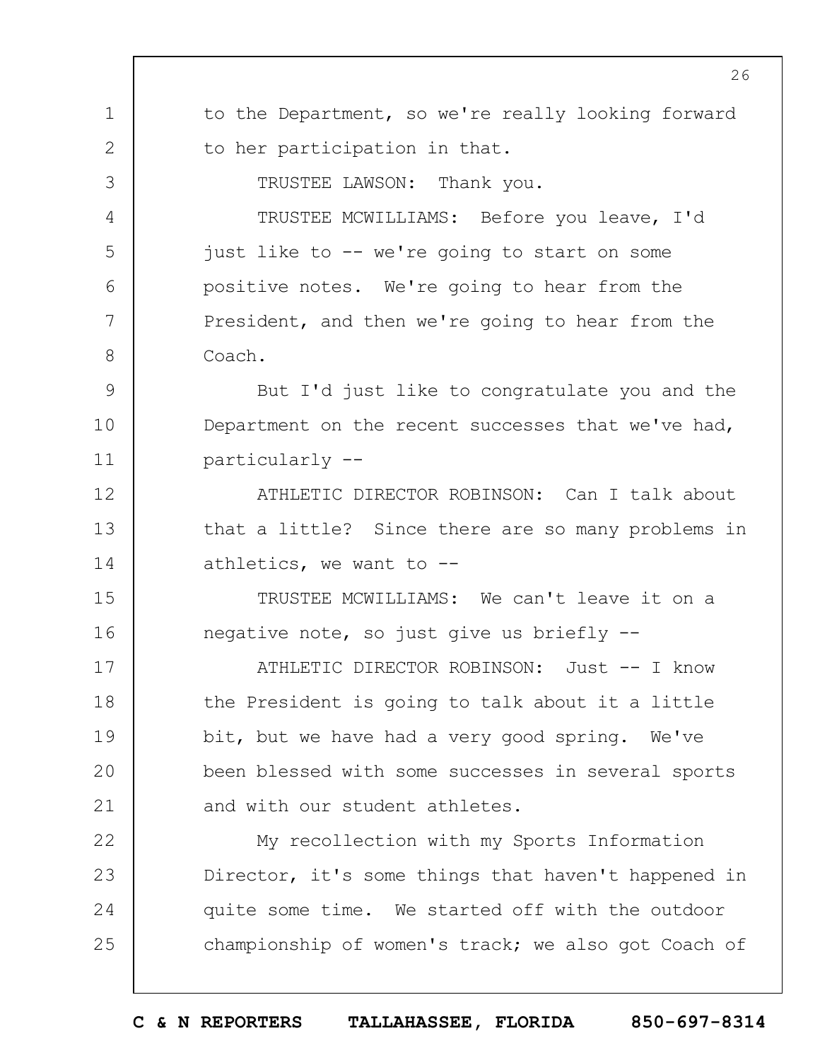to the Department, so we're really looking forward to her participation in that.

TRUSTEE LAWSON: Thank you.

TRUSTEE MCWILLIAMS: Before you leave, I'd just like to -- we're going to start on some positive notes. We're going to hear from the President, and then we're going to hear from the Coach.

But I'd just like to congratulate you and the Department on the recent successes that we've had, particularly --

ATHLETIC DIRECTOR ROBINSON: Can I talk about that a little? Since there are so many problems in athletics, we want to --

TRUSTEE MCWILLIAMS: We can't leave it on a negative note, so just give us briefly --

ATHLETIC DIRECTOR ROBINSON: Just -- I know the President is going to talk about it a little bit, but we have had a very good spring. We've been blessed with some successes in several sports and with our student athletes.

My recollection with my Sports Information Director, it's some things that haven't happened in quite some time. We started off with the outdoor championship of women's track; we also got Coach of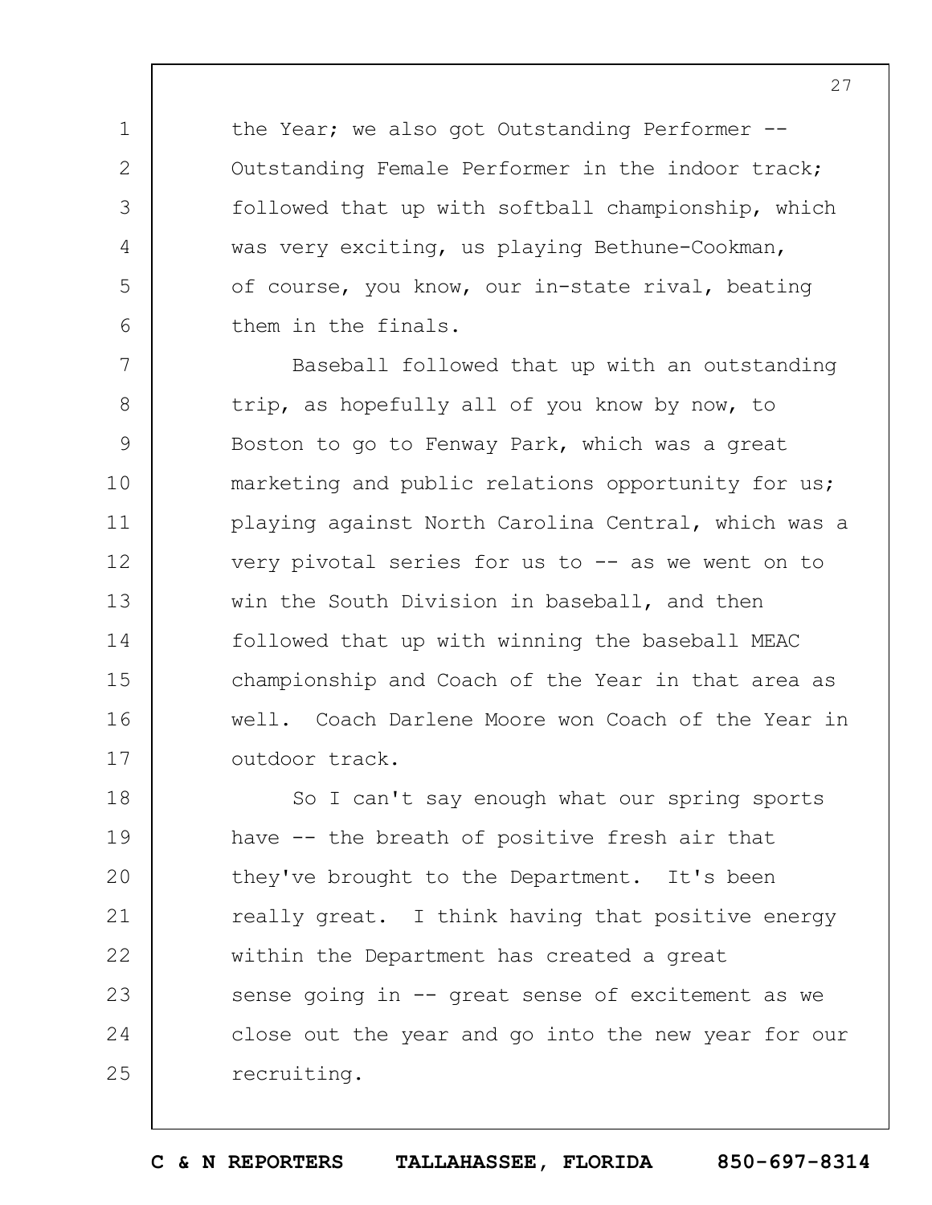the Year; we also got Outstanding Performer -- Outstanding Female Performer in the indoor track; followed that up with softball championship, which was very exciting, us playing Bethune-Cookman, of course, you know, our in-state rival, beating them in the finals.

Baseball followed that up with an outstanding trip, as hopefully all of you know by now, to Boston to go to Fenway Park, which was a great marketing and public relations opportunity for us; playing against North Carolina Central, which was a very pivotal series for us to -- as we went on to win the South Division in baseball, and then followed that up with winning the baseball MEAC championship and Coach of the Year in that area as well. Coach Darlene Moore won Coach of the Year in outdoor track.

So I can't say enough what our spring sports have -- the breath of positive fresh air that they've brought to the Department. It's been really great. I think having that positive energy within the Department has created a great sense going in -- great sense of excitement as we close out the year and go into the new year for our recruiting.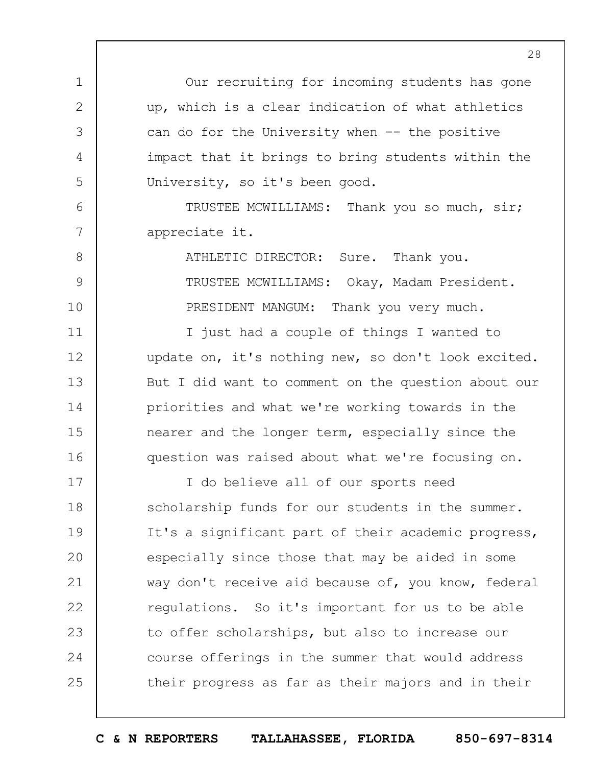Our recruiting for incoming students has gone up, which is a clear indication of what athletics can do for the University when -- the positive impact that it brings to bring students within the University, so it's been good.

TRUSTEE MCWILLIAMS: Thank you so much, sir; appreciate it.

ATHLETIC DIRECTOR: Sure. Thank you.

TRUSTEE MCWILLIAMS: Okay, Madam President.

PRESIDENT MANGUM: Thank you very much.

I just had a couple of things I wanted to update on, it's nothing new, so don't look excited. But I did want to comment on the question about our priorities and what we're working towards in the nearer and the longer term, especially since the question was raised about what we're focusing on.

I do believe all of our sports need scholarship funds for our students in the summer. It's a significant part of their academic progress, especially since those that may be aided in some way don't receive aid because of, you know, federal regulations. So it's important for us to be able to offer scholarships, but also to increase our course offerings in the summer that would address their progress as far as their majors and in their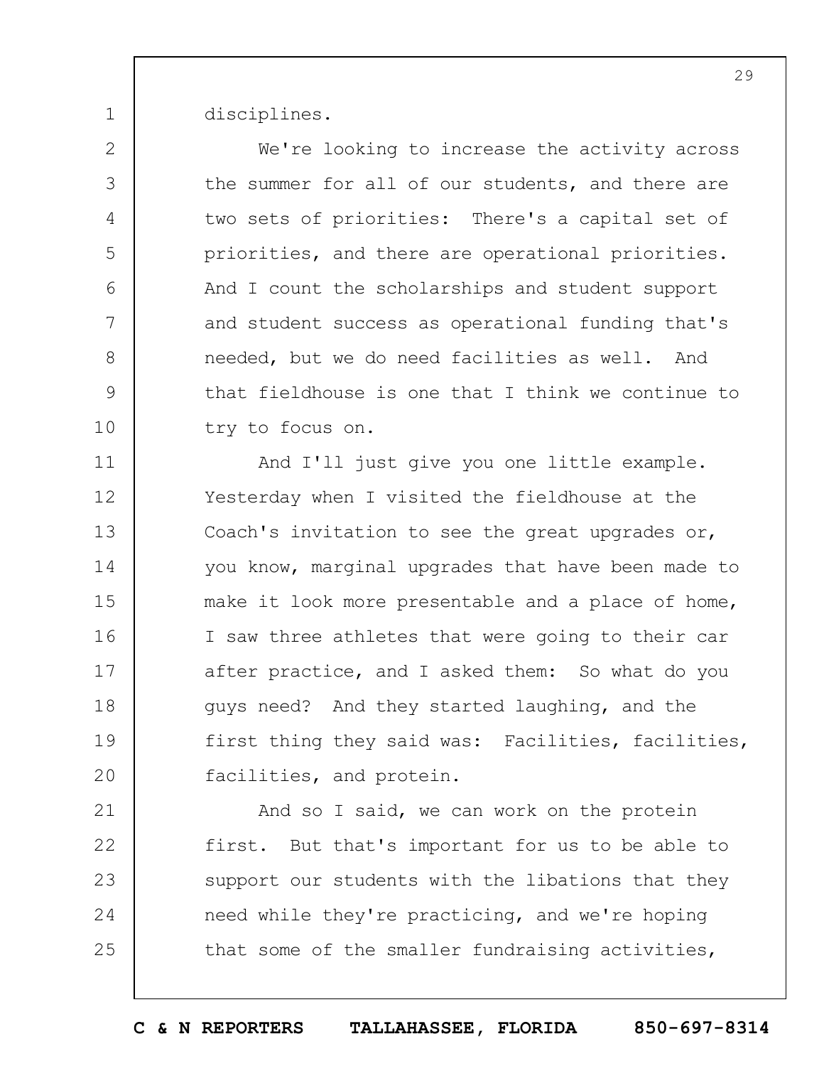disciplines.

We're looking to increase the activity across the summer for all of our students, and there are two sets of priorities: There's a capital set of priorities, and there are operational priorities. And I count the scholarships and student support and student success as operational funding that's needed, but we do need facilities as well. And that fieldhouse is one that I think we continue to try to focus on.

And I'll just give you one little example. Yesterday when I visited the fieldhouse at the Coach's invitation to see the great upgrades or, you know, marginal upgrades that have been made to make it look more presentable and a place of home, I saw three athletes that were going to their car after practice, and I asked them: So what do you guys need? And they started laughing, and the first thing they said was: Facilities, facilities, facilities, and protein.

And so I said, we can work on the protein first. But that's important for us to be able to support our students with the libations that they need while they're practicing, and we're hoping that some of the smaller fundraising activities,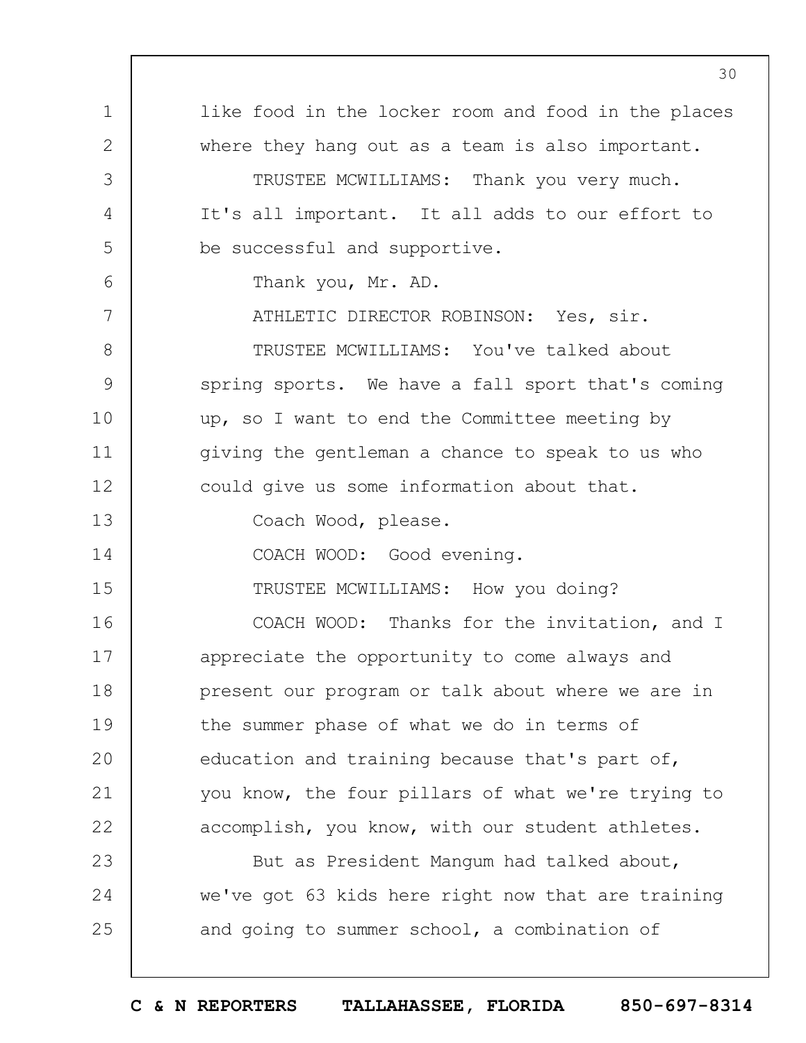like food in the locker room and food in the places where they hang out as a team is also important.

TRUSTEE MCWILLIAMS: Thank you very much. It's all important. It all adds to our effort to be successful and supportive.

Thank you, Mr. AD.

ATHLETIC DIRECTOR ROBINSON: Yes, sir.

TRUSTEE MCWILLIAMS: You've talked about spring sports. We have a fall sport that's coming up, so I want to end the Committee meeting by giving the gentleman a chance to speak to us who could give us some information about that.

Coach Wood, please.

COACH WOOD: Good evening.

TRUSTEE MCWILLIAMS: How you doing?

COACH WOOD: Thanks for the invitation, and I appreciate the opportunity to come always and present our program or talk about where we are in the summer phase of what we do in terms of education and training because that's part of, you know, the four pillars of what we're trying to accomplish, you know, with our student athletes.

But as President Mangum had talked about, we've got 63 kids here right now that are training and going to summer school, a combination of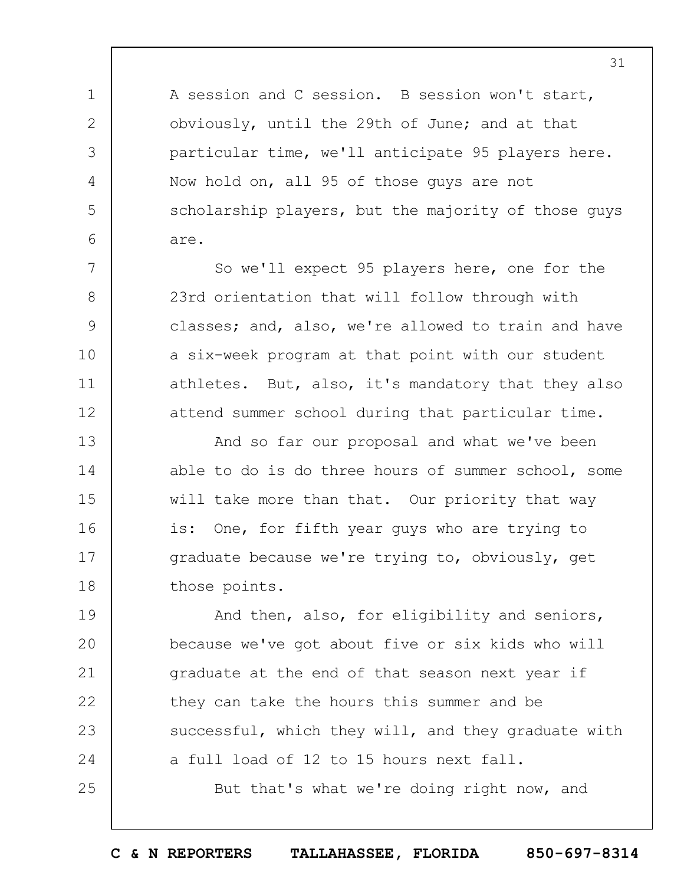A session and C session. B session won't start, obviously, until the 29th of June; and at that particular time, we'll anticipate 95 players here. Now hold on, all 95 of those guys are not scholarship players, but the majority of those guys are.

So we'll expect 95 players here, one for the 23rd orientation that will follow through with classes; and, also, we're allowed to train and have a six-week program at that point with our student athletes. But, also, it's mandatory that they also attend summer school during that particular time.

And so far our proposal and what we've been able to do is do three hours of summer school, some will take more than that. Our priority that way is: One, for fifth year guys who are trying to graduate because we're trying to, obviously, get those points.

And then, also, for eligibility and seniors, because we've got about five or six kids who will graduate at the end of that season next year if they can take the hours this summer and be successful, which they will, and they graduate with a full load of 12 to 15 hours next fall.

But that's what we're doing right now, and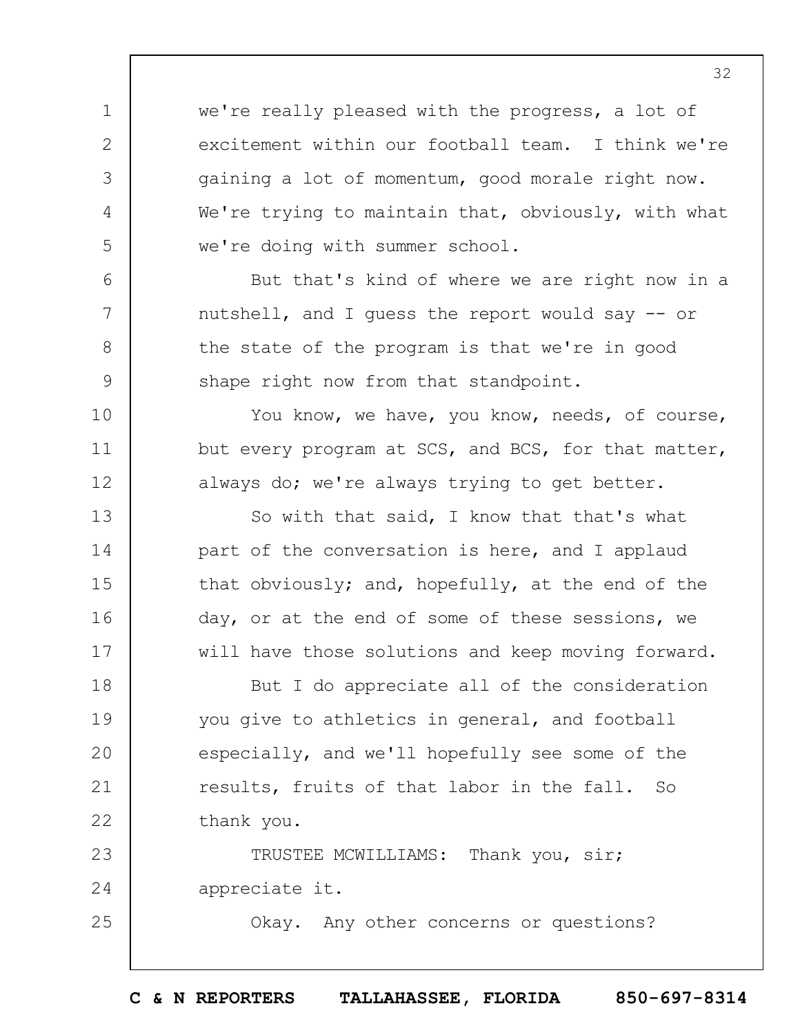we're really pleased with the progress, a lot of excitement within our football team. I think we're gaining a lot of momentum, good morale right now. We're trying to maintain that, obviously, with what we're doing with summer school.

But that's kind of where we are right now in a nutshell, and I guess the report would say -- or the state of the program is that we're in good shape right now from that standpoint.

You know, we have, you know, needs, of course, but every program at SCS, and BCS, for that matter, always do; we're always trying to get better.

So with that said, I know that that's what part of the conversation is here, and I applaud that obviously; and, hopefully, at the end of the day, or at the end of some of these sessions, we will have those solutions and keep moving forward.

But I do appreciate all of the consideration you give to athletics in general, and football especially, and we'll hopefully see some of the results, fruits of that labor in the fall. So thank you.

TRUSTEE MCWILLIAMS: Thank you, sir; appreciate it.

Okay. Any other concerns or questions?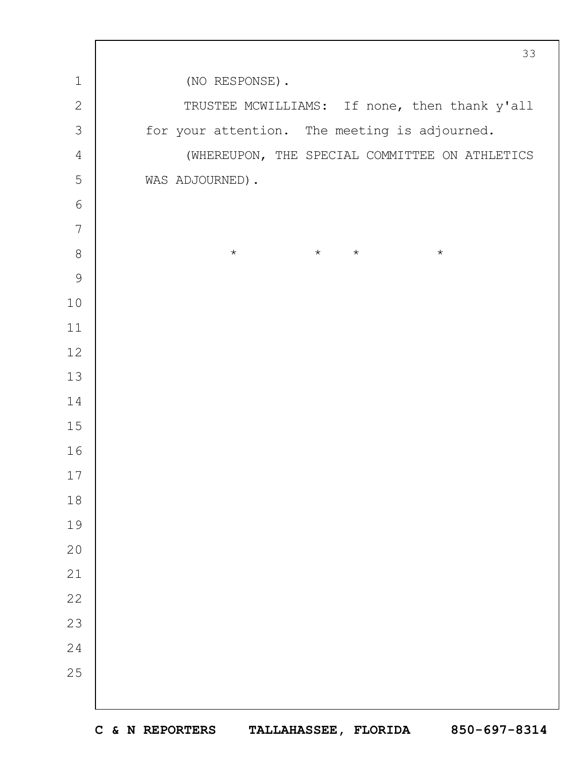(NO RESPONSE).

TRUSTEE MCWILLIAMS: If none, then thank y'all for your attention. The meeting is adjourned.

(WHEREUPON, THE SPECIAL COMMITTEE ON ATHLETICS WAS ADJOURNED).

\* \* \* \*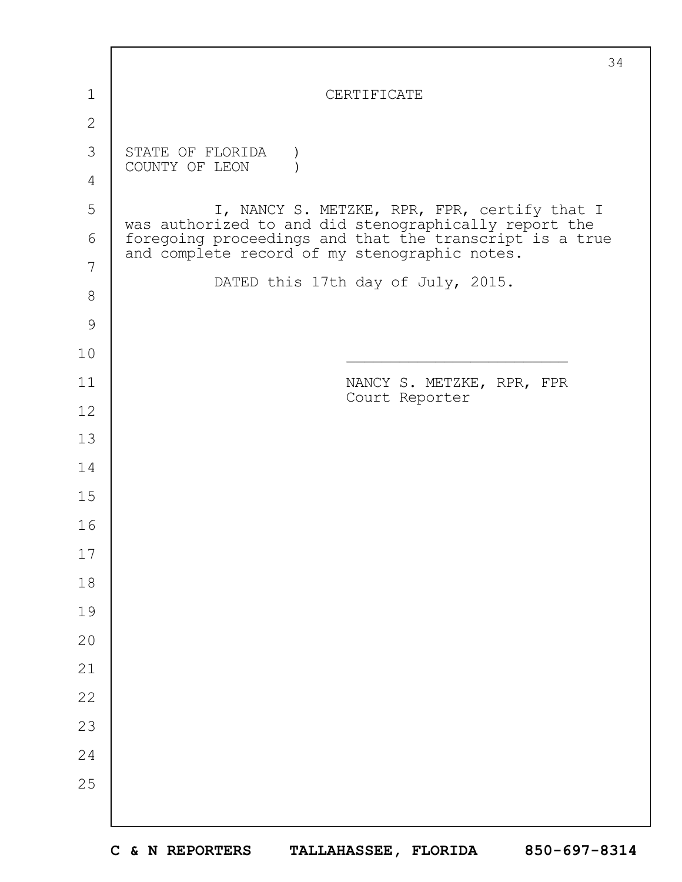# CERTIFICATE

STATE OF FLORIDA )
COUNTY OF LEON )

I, NANCY S. METZKE, RPR, FPR, certify that I was authorized to and did stenographically report the foregoing proceedings and that the transcript is a true and complete record of my stenographic notes.

DATED this 17th day of July, 2015.

\_\_\_\_\_\_\_\_\_\_\_\_\_\_\_\_\_\_\_\_\_\_\_\_\_

NANCY S. METZKE, RPR, FPR
Court Reporter